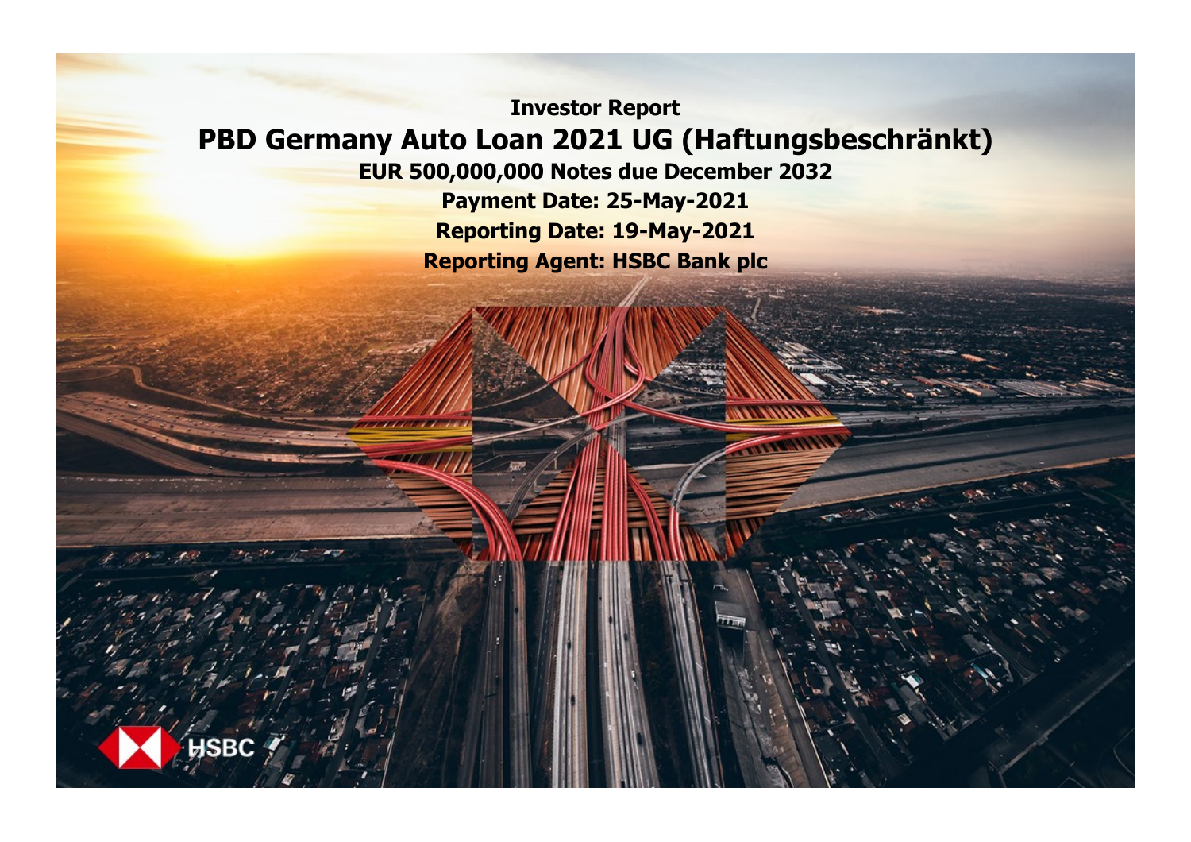# Investor Report

## PBD Germany Auto Loan 2021 UG (Haftungsbeschränkt)

**EUR 500,000,000 Notes due December 2032**

**Payment Date: 25-May-2021**

**Reporting Date: 19-May-2021**

**Reporting Agent: HSBC Bank plc**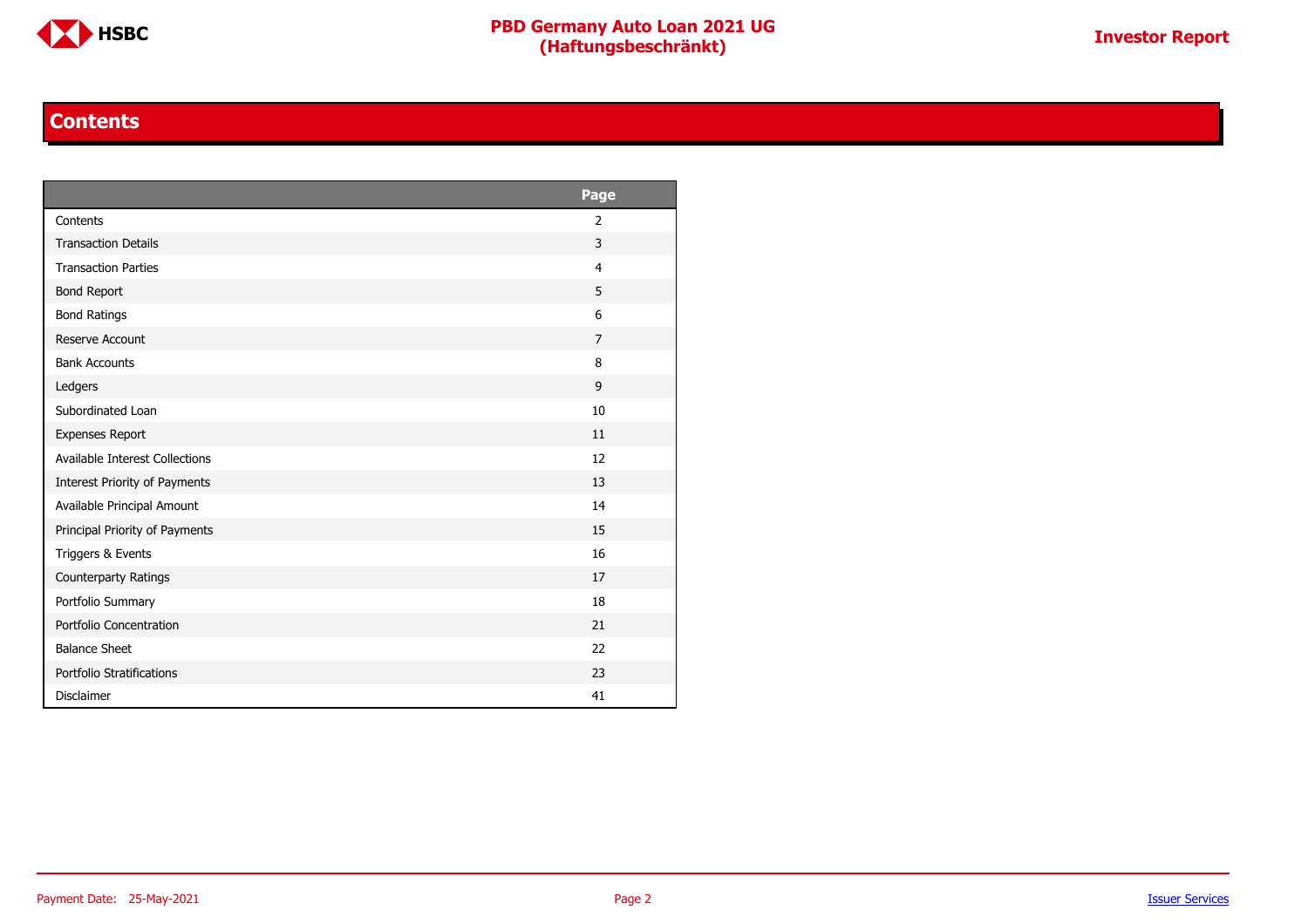## Contents

| | Page |
|---|---|
| Contents | 2 |
| Transaction Details | 3 |
| Transaction Parties | 4 |
| Bond Report | 5 |
| Bond Ratings | 6 |
| Reserve Account | 7 |
| Bank Accounts | 8 |
| Ledgers | 9 |
| Subordinated Loan | 10 |
| Expenses Report | 11 |
| Available Interest Collections | 12 |
| Interest Priority of Payments | 13 |
| Available Principal Amount | 14 |
| Principal Priority of Payments | 15 |
| Triggers & Events | 16 |
| Counterparty Ratings | 17 |
| Portfolio Summary | 18 |
| Portfolio Concentration | 21 |
| Balance Sheet | 22 |
| Portfolio Stratifications | 23 |
| Disclaimer | 41 |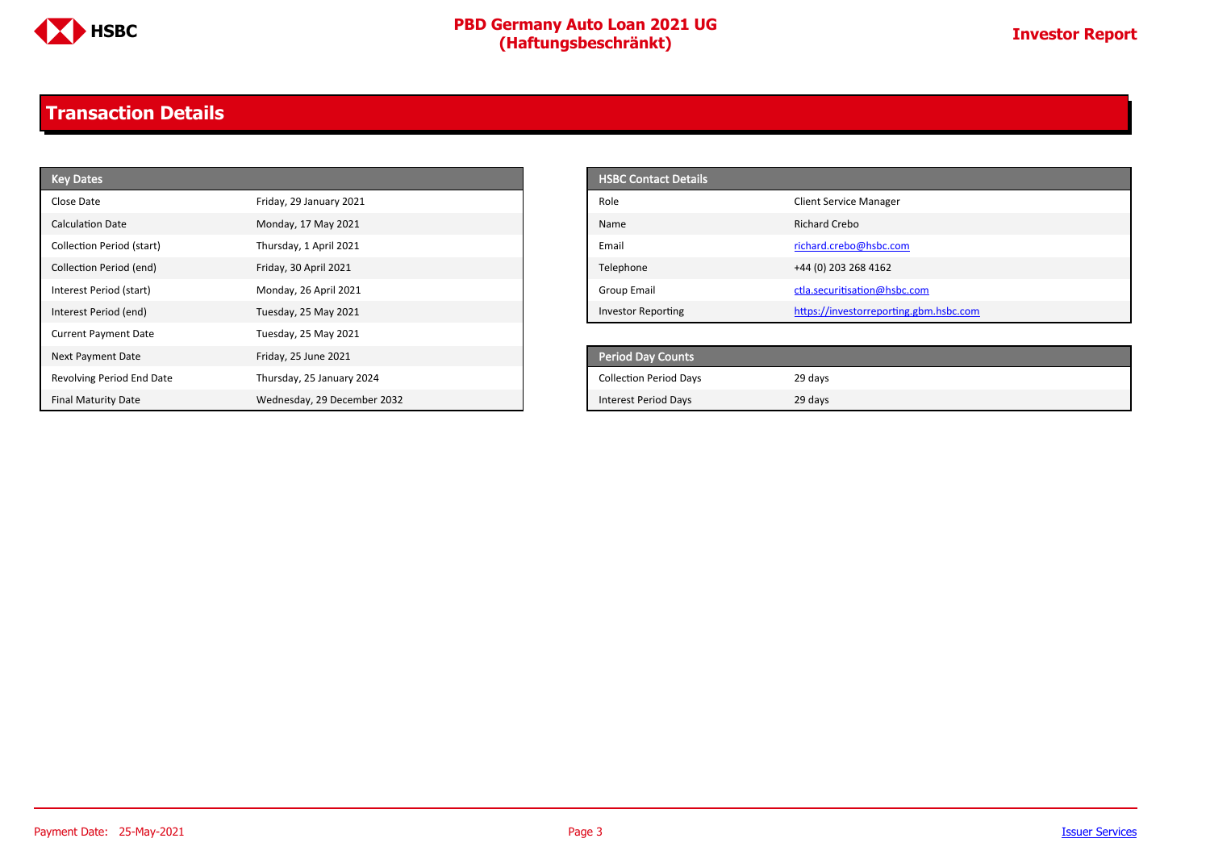## Transaction Details

| Key Dates | |
|---|---|
| Close Date | Friday, 29 January 2021 |
| Calculation Date | Monday, 17 May 2021 |
| Collection Period (start) | Thursday, 1 April 2021 |
| Collection Period (end) | Friday, 30 April 2021 |
| Interest Period (start) | Monday, 26 April 2021 |
| Interest Period (end) | Tuesday, 25 May 2021 |
| Current Payment Date | Tuesday, 25 May 2021 |
| Next Payment Date | Friday, 25 June 2021 |
| Revolving Period End Date | Thursday, 25 January 2024 |
| Final Maturity Date | Wednesday, 29 December 2032 |

| HSBC Contact Details | |
|---|---|
| Role | Client Service Manager |
| Name | Richard Crebo |
| Email | richard.crebo@hsbc.com |
| Telephone | +44 (0) 203 268 4162 |
| Group Email | ctla.securitisation@hsbc.com |
| Investor Reporting | https://investorreporting.gbm.hsbc.com |

| Period Day Counts | |
|---|---|
| Collection Period Days | 29 days |
| Interest Period Days | 29 days |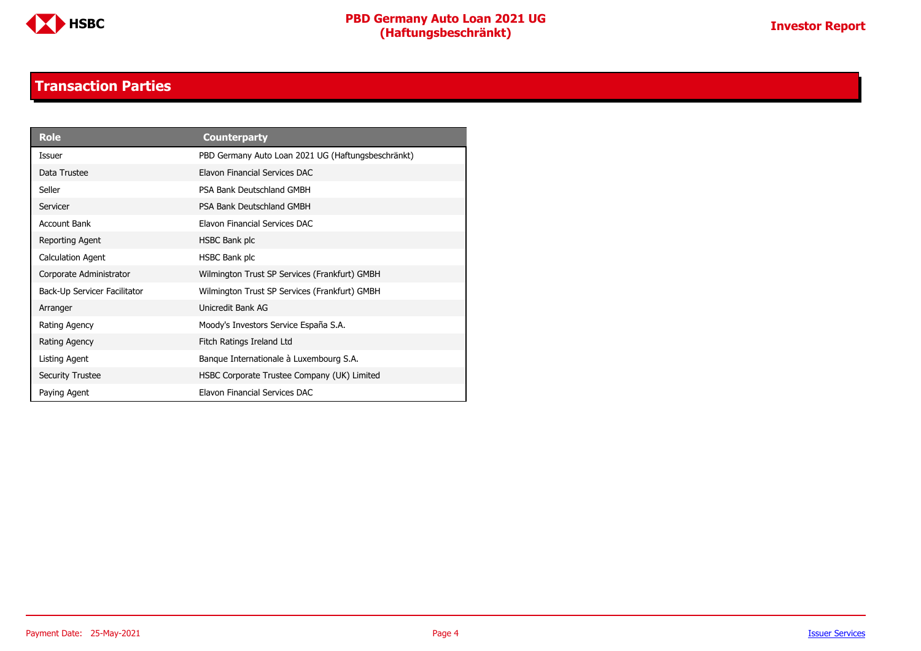## Transaction Parties

| Role | Counterparty |
|---|---|
| Issuer | PBD Germany Auto Loan 2021 UG (Haftungsbeschränkt) |
| Data Trustee | Elavon Financial Services DAC |
| Seller | PSA Bank Deutschland GMBH |
| Servicer | PSA Bank Deutschland GMBH |
| Account Bank | Elavon Financial Services DAC |
| Reporting Agent | HSBC Bank plc |
| Calculation Agent | HSBC Bank plc |
| Corporate Administrator | Wilmington Trust SP Services (Frankfurt) GMBH |
| Back-Up Servicer Facilitator | Wilmington Trust SP Services (Frankfurt) GMBH |
| Arranger | Unicredit Bank AG |
| Rating Agency | Moody's Investors Service España S.A. |
| Rating Agency | Fitch Ratings Ireland Ltd |
| Listing Agent | Banque Internationale à Luxembourg S.A. |
| Security Trustee | HSBC Corporate Trustee Company (UK) Limited |
| Paying Agent | Elavon Financial Services DAC |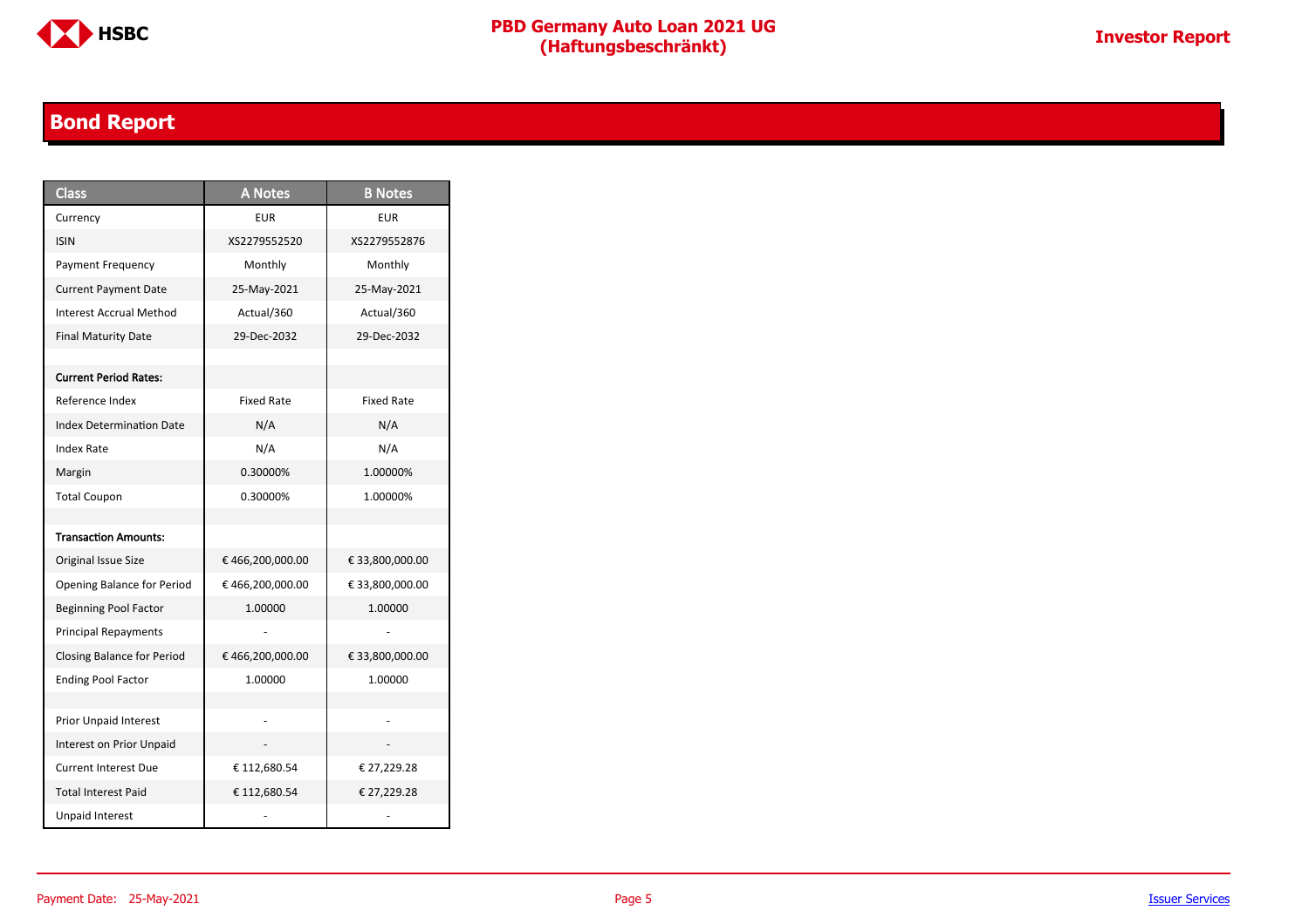# Bond Report

| Class | A Notes | B Notes |
|---|---|---|
| Currency | EUR | EUR |
| ISIN | XS2279552520 | XS2279552876 |
| Payment Frequency | Monthly | Monthly |
| Current Payment Date | 25-May-2021 | 25-May-2021 |
| Interest Accrual Method | Actual/360 | Actual/360 |
| Final Maturity Date | 29-Dec-2032 | 29-Dec-2032 |
| | | |
| **Current Period Rates:** | | |
| Reference Index | Fixed Rate | Fixed Rate |
| Index Determination Date | N/A | N/A |
| Index Rate | N/A | N/A |
| Margin | 0.30000% | 1.00000% |
| Total Coupon | 0.30000% | 1.00000% |
| | | |
| **Transaction Amounts:** | | |
| Original Issue Size | € 466,200,000.00 | € 33,800,000.00 |
| Opening Balance for Period | € 466,200,000.00 | € 33,800,000.00 |
| Beginning Pool Factor | 1.00000 | 1.00000 |
| Principal Repayments | - | - |
| Closing Balance for Period | € 466,200,000.00 | € 33,800,000.00 |
| Ending Pool Factor | 1.00000 | 1.00000 |
| | | |
| Prior Unpaid Interest | - | - |
| Interest on Prior Unpaid | - | - |
| Current Interest Due | € 112,680.54 | € 27,229.28 |
| Total Interest Paid | € 112,680.54 | € 27,229.28 |
| Unpaid Interest | - | - |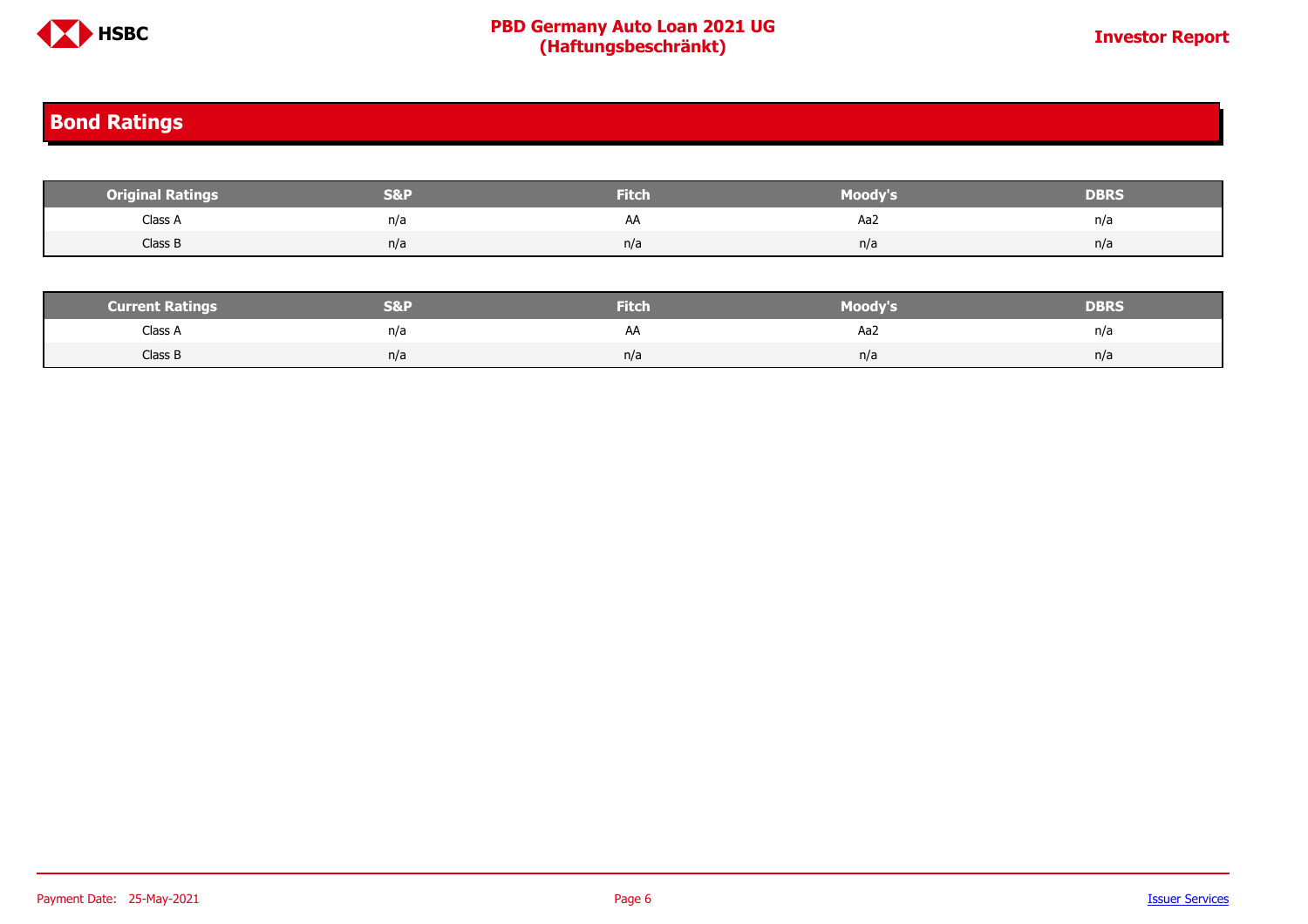## Bond Ratings

| Original Ratings | S&P | Fitch | Moody's | DBRS |
|---|---|---|---|---|
| Class A | n/a | AA | Aa2 | n/a |
| Class B | n/a | n/a | n/a | n/a |

| Current Ratings | S&P | Fitch | Moody's | DBRS |
|---|---|---|---|---|
| Class A | n/a | AA | Aa2 | n/a |
| Class B | n/a | n/a | n/a | n/a |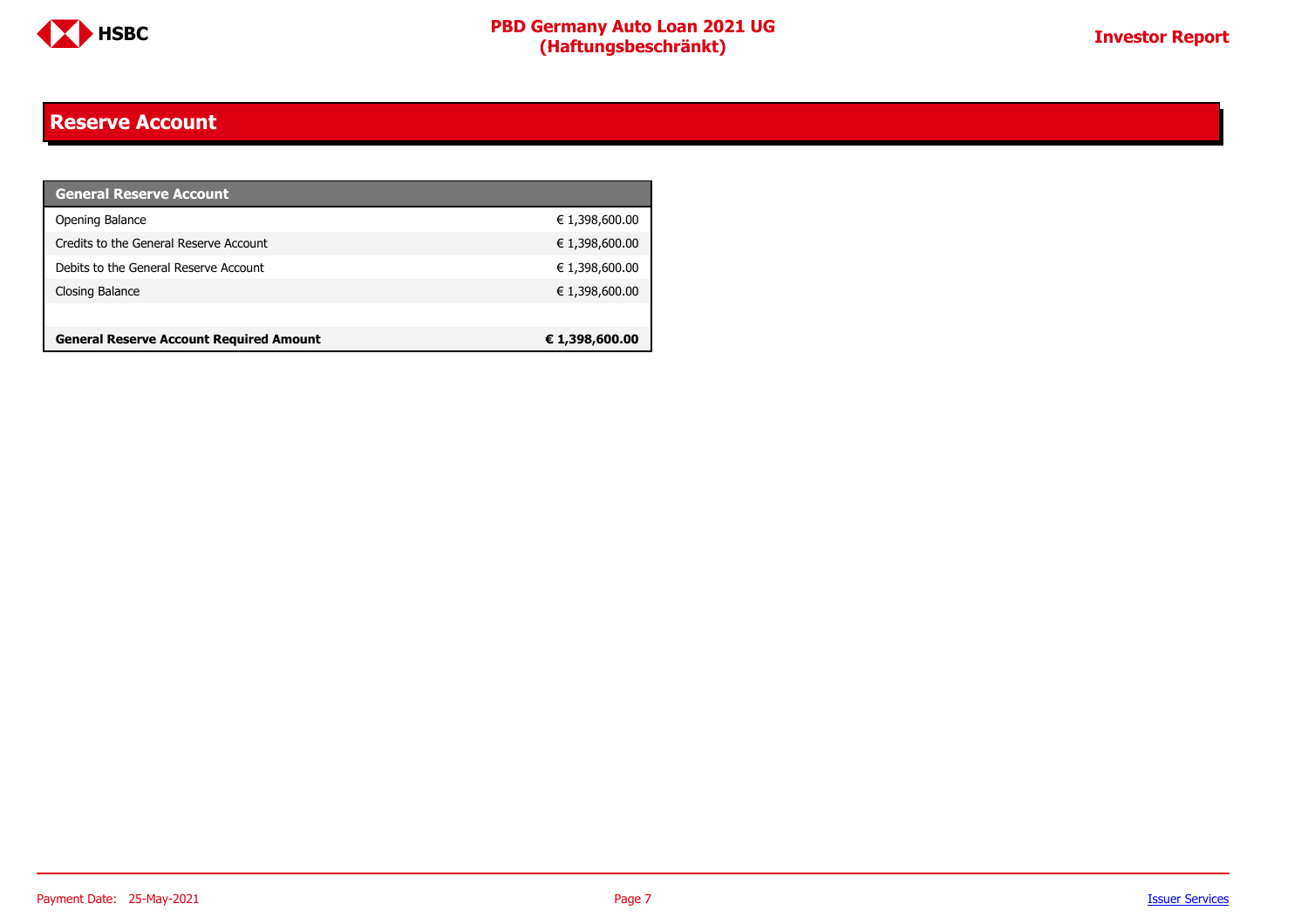## Reserve Account

| General Reserve Account | |
|---|---|
| Opening Balance | € 1,398,600.00 |
| Credits to the General Reserve Account | € 1,398,600.00 |
| Debits to the General Reserve Account | € 1,398,600.00 |
| Closing Balance | € 1,398,600.00 |
| | |
| **General Reserve Account Required Amount** | **€ 1,398,600.00** |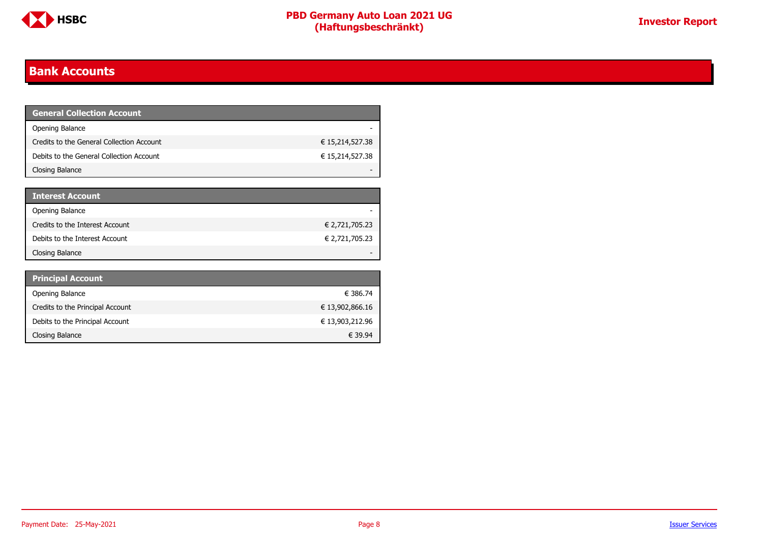## Bank Accounts

| General Collection Account | |
|---|---|
| Opening Balance | - |
| Credits to the General Collection Account | € 15,214,527.38 |
| Debits to the General Collection Account | € 15,214,527.38 |
| Closing Balance | - |

| Interest Account | |
|---|---|
| Opening Balance | - |
| Credits to the Interest Account | € 2,721,705.23 |
| Debits to the Interest Account | € 2,721,705.23 |
| Closing Balance | - |

| Principal Account | |
|---|---|
| Opening Balance | € 386.74 |
| Credits to the Principal Account | € 13,902,866.16 |
| Debits to the Principal Account | € 13,903,212.96 |
| Closing Balance | € 39.94 |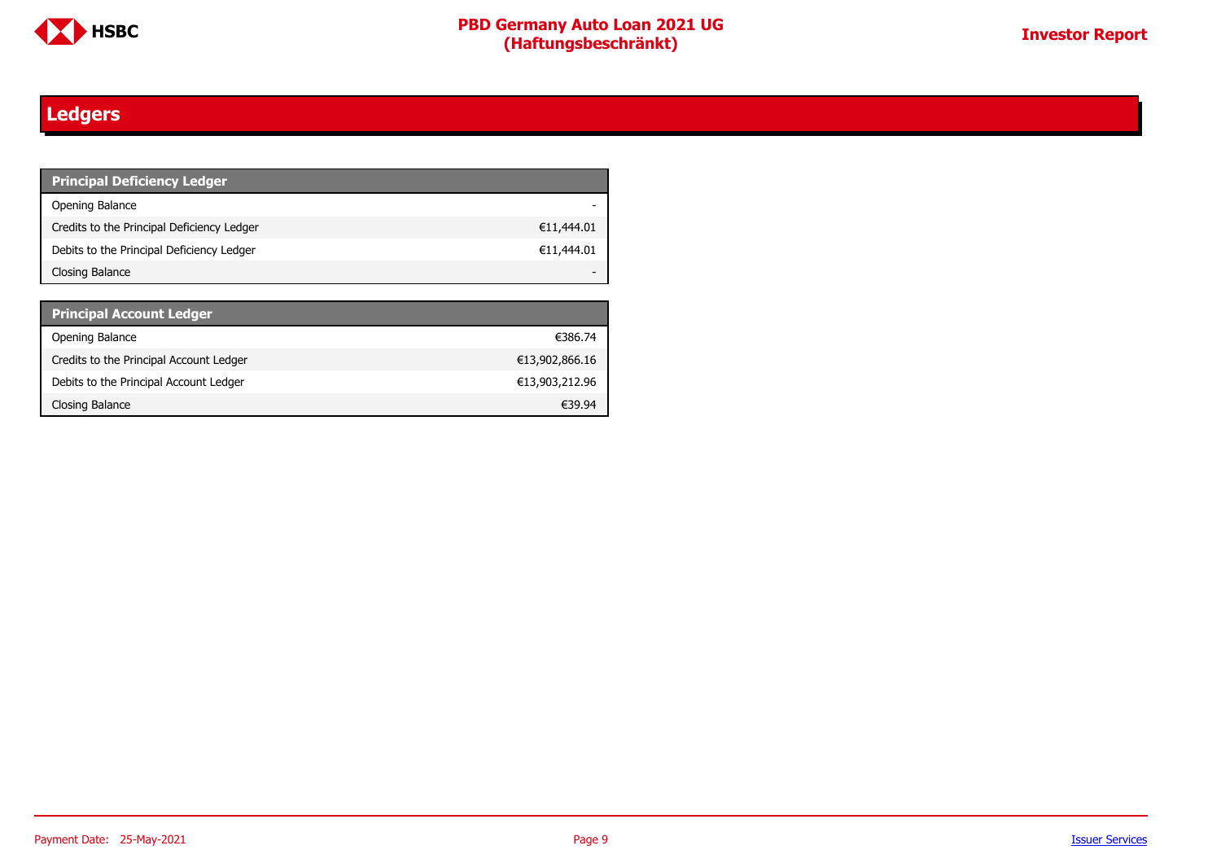# Ledgers

| Principal Deficiency Ledger | |
|---|---|
| Opening Balance | - |
| Credits to the Principal Deficiency Ledger | €11,444.01 |
| Debits to the Principal Deficiency Ledger | €11,444.01 |
| Closing Balance | - |

| Principal Account Ledger | |
|---|---|
| Opening Balance | €386.74 |
| Credits to the Principal Account Ledger | €13,902,866.16 |
| Debits to the Principal Account Ledger | €13,903,212.96 |
| Closing Balance | €39.94 |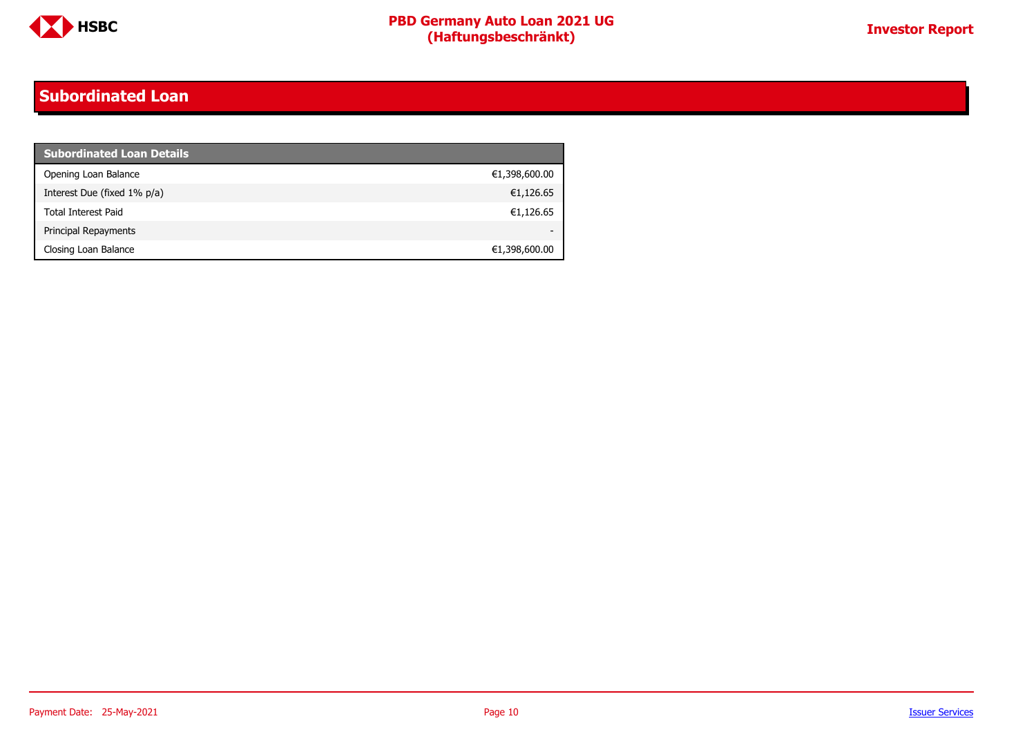# Subordinated Loan

| Subordinated Loan Details | |
|---|---|
| Opening Loan Balance | €1,398,600.00 |
| Interest Due (fixed 1% p/a) | €1,126.65 |
| Total Interest Paid | €1,126.65 |
| Principal Repayments | - |
| Closing Loan Balance | €1,398,600.00 |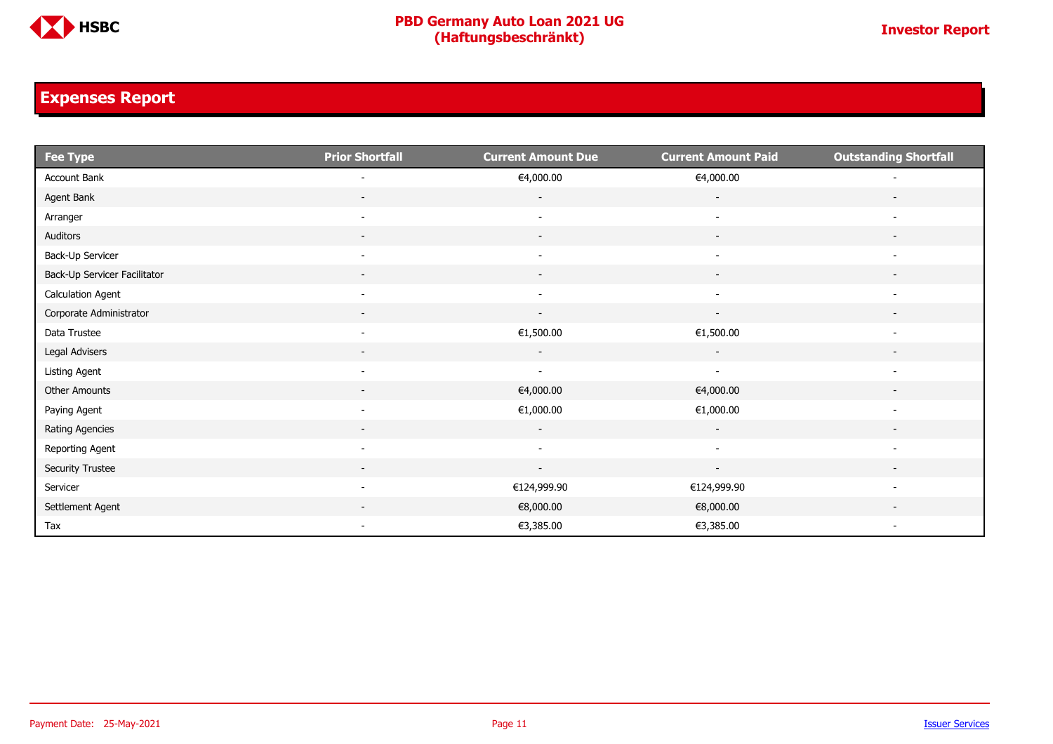## Expenses Report

| Fee Type | Prior Shortfall | Current Amount Due | Current Amount Paid | Outstanding Shortfall |
|---|---|---|---|---|
| Account Bank | - | €4,000.00 | €4,000.00 | - |
| Agent Bank | - | - | - | - |
| Arranger | - | - | - | - |
| Auditors | - | - | - | - |
| Back-Up Servicer | - | - | - | - |
| Back-Up Servicer Facilitator | - | - | - | - |
| Calculation Agent | - | - | - | - |
| Corporate Administrator | - | - | - | - |
| Data Trustee | - | €1,500.00 | €1,500.00 | - |
| Legal Advisers | - | - | - | - |
| Listing Agent | - | - | - | - |
| Other Amounts | - | €4,000.00 | €4,000.00 | - |
| Paying Agent | - | €1,000.00 | €1,000.00 | - |
| Rating Agencies | - | - | - | - |
| Reporting Agent | - | - | - | - |
| Security Trustee | - | - | - | - |
| Servicer | - | €124,999.90 | €124,999.90 | - |
| Settlement Agent | - | €8,000.00 | €8,000.00 | - |
| Tax | - | €3,385.00 | €3,385.00 | - |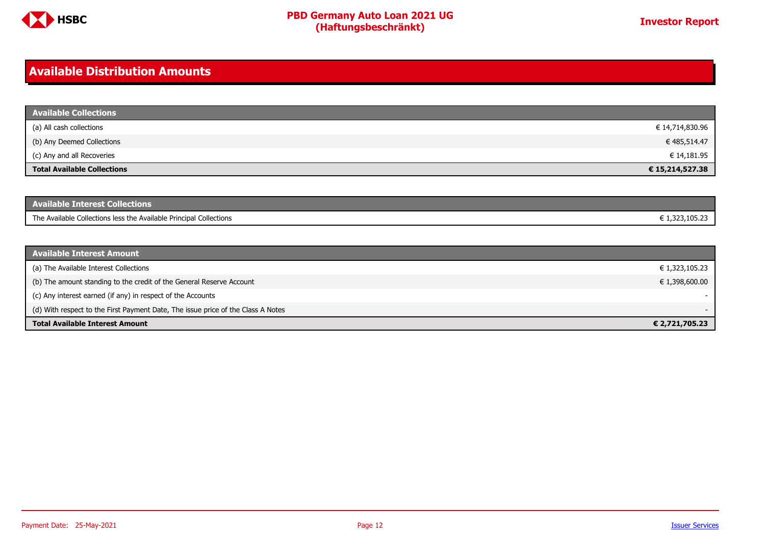## Available Distribution Amounts

| Available Collections | |
|---|---|
| (a) All cash collections | € 14,714,830.96 |
| (b) Any Deemed Collections | € 485,514.47 |
| (c) Any and all Recoveries | € 14,181.95 |
| **Total Available Collections** | **€ 15,214,527.38** |

| Available Interest Collections | |
|---|---|
| The Available Collections less the Available Principal Collections | € 1,323,105.23 |

| Available Interest Amount | |
|---|---|
| (a) The Available Interest Collections | € 1,323,105.23 |
| (b) The amount standing to the credit of the General Reserve Account | € 1,398,600.00 |
| (c) Any interest earned (if any) in respect of the Accounts | - |
| (d) With respect to the First Payment Date, The issue price of the Class A Notes | - |
| **Total Available Interest Amount** | **€ 2,721,705.23** |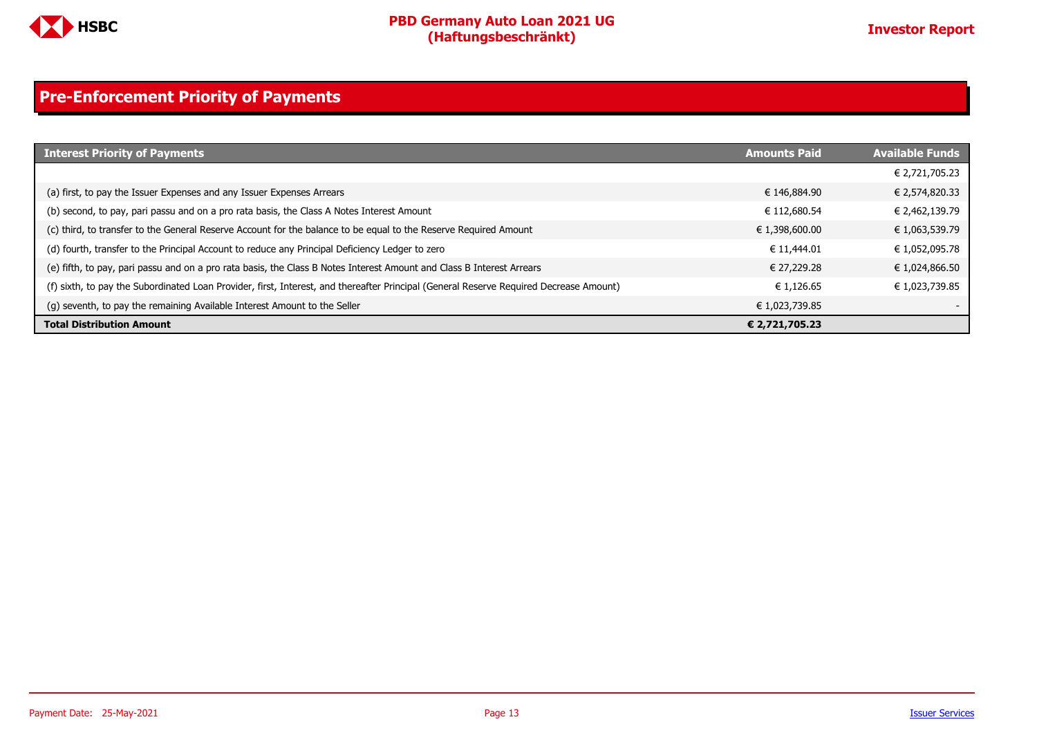## Pre-Enforcement Priority of Payments

| Interest Priority of Payments | Amounts Paid | Available Funds |
|---|---|---|
| | | € 2,721,705.23 |
| (a) first, to pay the Issuer Expenses and any Issuer Expenses Arrears | € 146,884.90 | € 2,574,820.33 |
| (b) second, to pay, pari passu and on a pro rata basis, the Class A Notes Interest Amount | € 112,680.54 | € 2,462,139.79 |
| (c) third, to transfer to the General Reserve Account for the balance to be equal to the Reserve Required Amount | € 1,398,600.00 | € 1,063,539.79 |
| (d) fourth, transfer to the Principal Account to reduce any Principal Deficiency Ledger to zero | € 11,444.01 | € 1,052,095.78 |
| (e) fifth, to pay, pari passu and on a pro rata basis, the Class B Notes Interest Amount and Class B Interest Arrears | € 27,229.28 | € 1,024,866.50 |
| (f) sixth, to pay the Subordinated Loan Provider, first, Interest, and thereafter Principal (General Reserve Required Decrease Amount) | € 1,126.65 | € 1,023,739.85 |
| (g) seventh, to pay the remaining Available Interest Amount to the Seller | € 1,023,739.85 | - |
| **Total Distribution Amount** | **€ 2,721,705.23** | |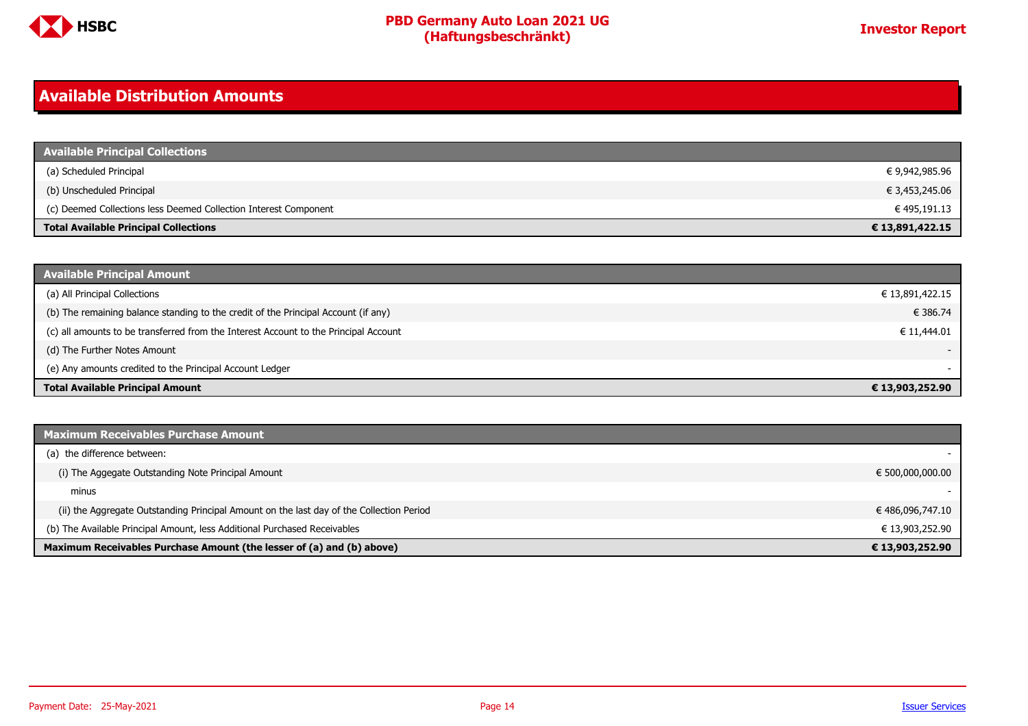# Available Distribution Amounts

| Available Principal Collections | |
|---|---|
| (a) Scheduled Principal | € 9,942,985.96 |
| (b) Unscheduled Principal | € 3,453,245.06 |
| (c) Deemed Collections less Deemed Collection Interest Component | € 495,191.13 |
| **Total Available Principal Collections** | **€ 13,891,422.15** |

| Available Principal Amount | |
|---|---|
| (a) All Principal Collections | € 13,891,422.15 |
| (b) The remaining balance standing to the credit of the Principal Account (if any) | € 386.74 |
| (c) all amounts to be transferred from the Interest Account to the Principal Account | € 11,444.01 |
| (d) The Further Notes Amount | - |
| (e) Any amounts credited to the Principal Account Ledger | - |
| **Total Available Principal Amount** | **€ 13,903,252.90** |

| Maximum Receivables Purchase Amount | |
|---|---|
| (a) the difference between: | - |
| (i) The Aggegate Outstanding Note Principal Amount | € 500,000,000.00 |
| minus | - |
| (ii) the Aggregate Outstanding Principal Amount on the last day of the Collection Period | € 486,096,747.10 |
| (b) The Available Principal Amount, less Additional Purchased Receivables | € 13,903,252.90 |
| **Maximum Receivables Purchase Amount (the lesser of (a) and (b) above)** | **€ 13,903,252.90** |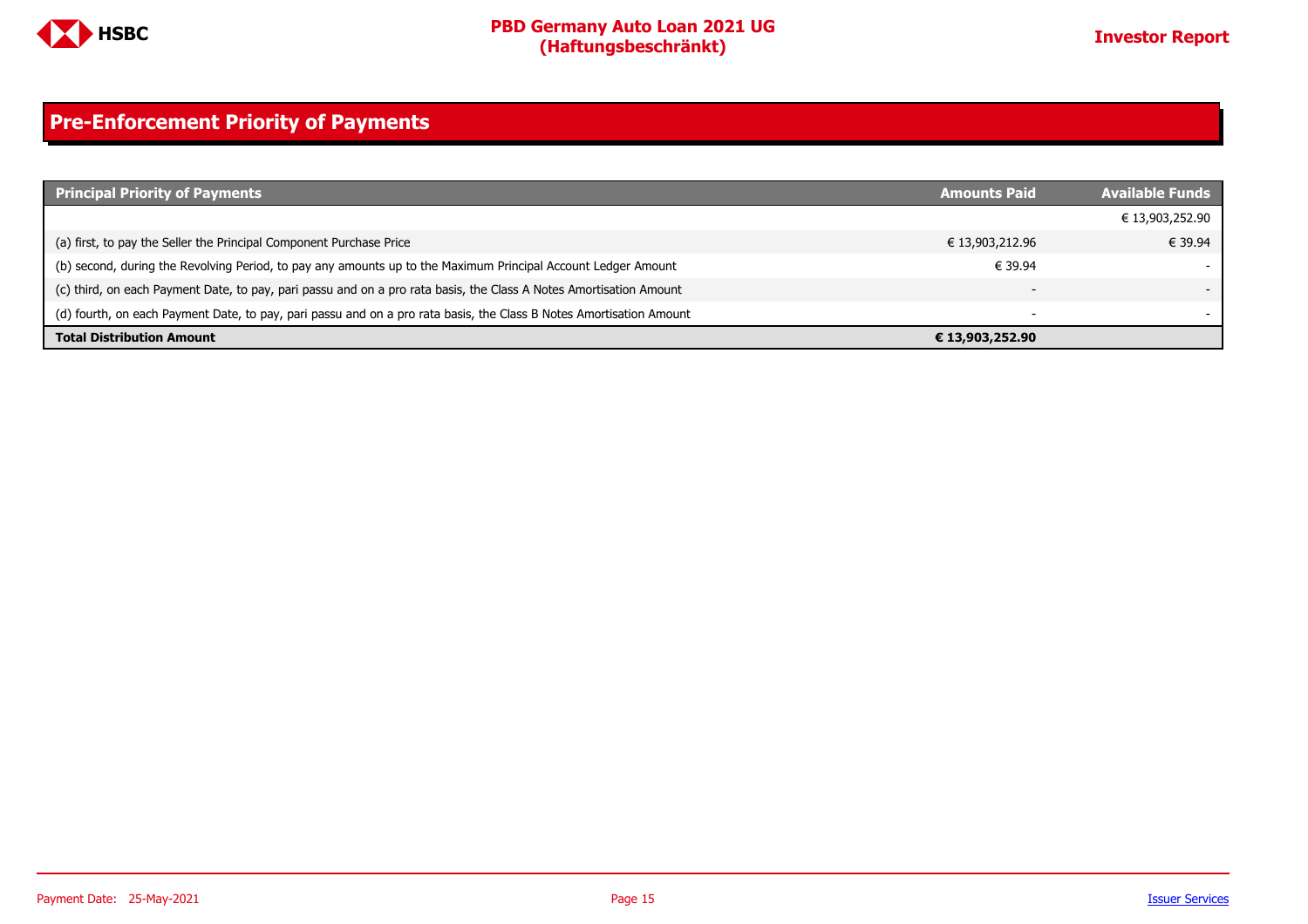## Pre-Enforcement Priority of Payments

| Principal Priority of Payments | Amounts Paid | Available Funds |
|---|---|---|
| | | € 13,903,252.90 |
| (a) first, to pay the Seller the Principal Component Purchase Price | € 13,903,212.96 | € 39.94 |
| (b) second, during the Revolving Period, to pay any amounts up to the Maximum Principal Account Ledger Amount | € 39.94 | - |
| (c) third, on each Payment Date, to pay, pari passu and on a pro rata basis, the Class A Notes Amortisation Amount | - | - |
| (d) fourth, on each Payment Date, to pay, pari passu and on a pro rata basis, the Class B Notes Amortisation Amount | - | - |
| **Total Distribution Amount** | **€ 13,903,252.90** | |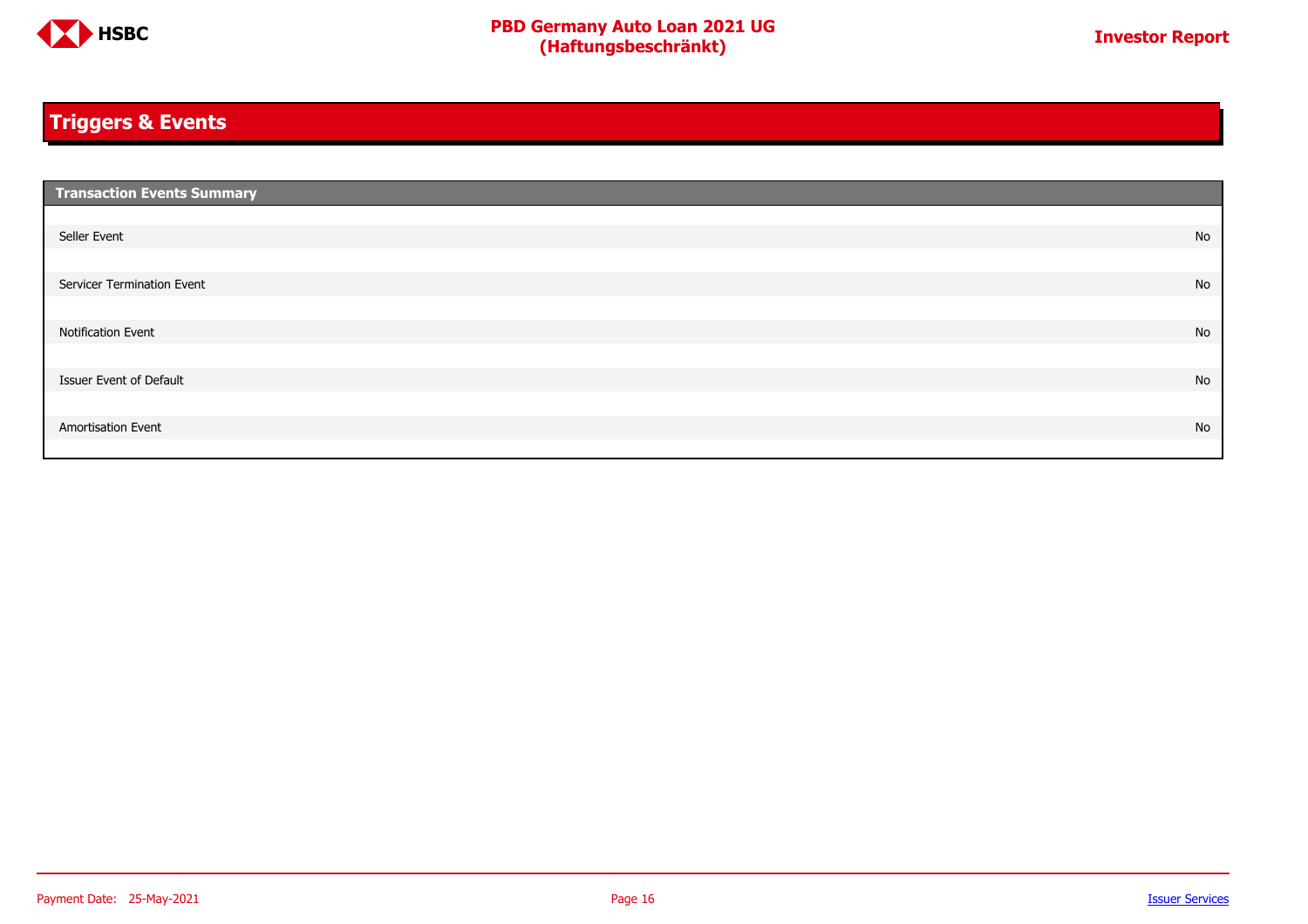## Triggers & Events

| Transaction Events Summary | |
|---|---|
| Seller Event | No |
| Servicer Termination Event | No |
| Notification Event | No |
| Issuer Event of Default | No |
| Amortisation Event | No |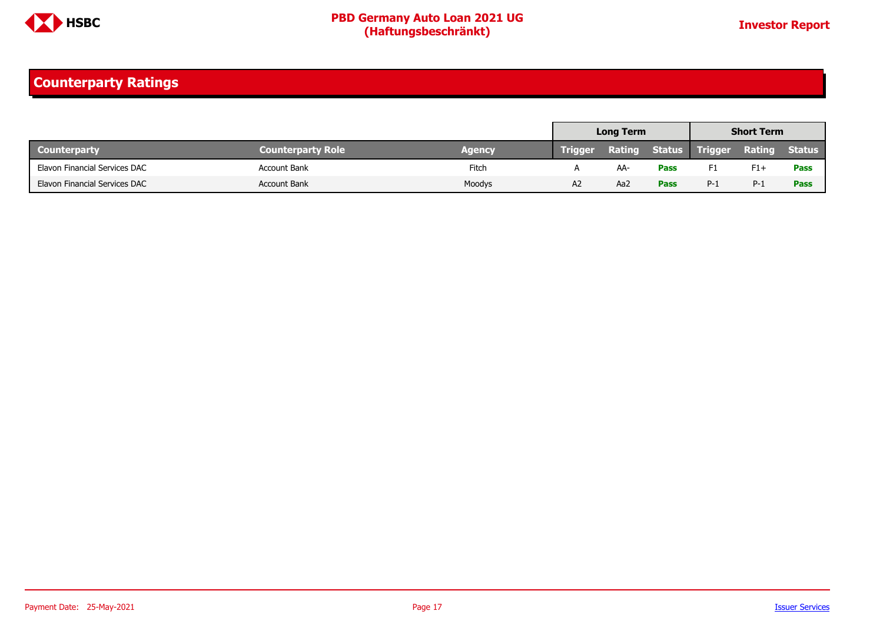## Counterparty Ratings

| | | | Long Term | | | Short Term | | |
|---|---|---|---|---|---|---|---|---|
| **Counterparty** | **Counterparty Role** | **Agency** | **Trigger** | **Rating** | **Status** | **Trigger** | **Rating** | **Status** |
| Elavon Financial Services DAC | Account Bank | Fitch | A | AA- | **Pass** | F1 | F1+ | **Pass** |
| Elavon Financial Services DAC | Account Bank | Moodys | A2 | Aa2 | **Pass** | P-1 | P-1 | **Pass** |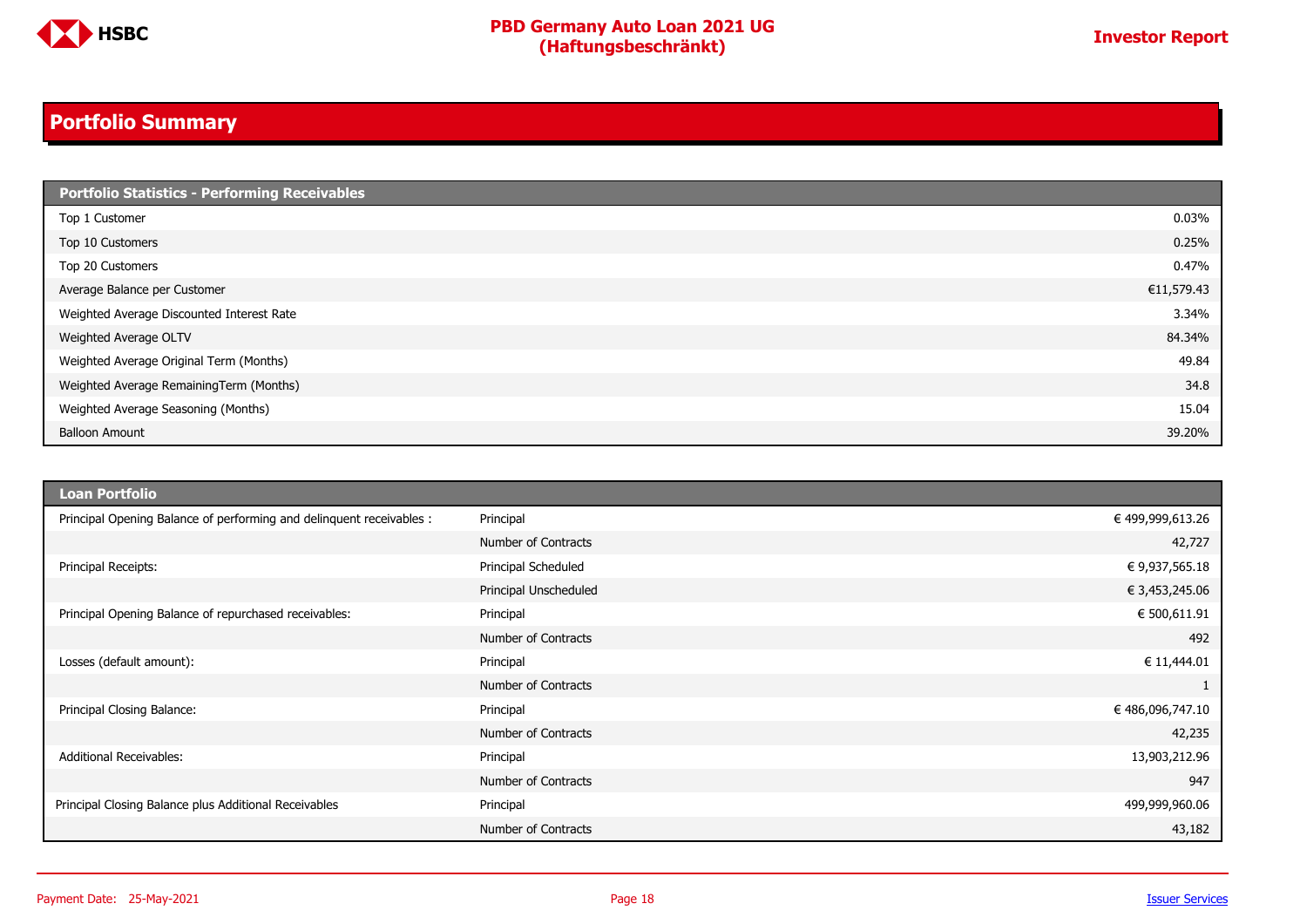## Portfolio Summary

| Portfolio Statistics - Performing Receivables | |
|---|---|
| Top 1 Customer | 0.03% |
| Top 10 Customers | 0.25% |
| Top 20 Customers | 0.47% |
| Average Balance per Customer | €11,579.43 |
| Weighted Average Discounted Interest Rate | 3.34% |
| Weighted Average OLTV | 84.34% |
| Weighted Average Original Term (Months) | 49.84 |
| Weighted Average RemainingTerm (Months) | 34.8 |
| Weighted Average Seasoning (Months) | 15.04 |
| Balloon Amount | 39.20% |

| Loan Portfolio | | |
|---|---|---|
| Principal Opening Balance of performing and delinquent receivables : | Principal | € 499,999,613.26 |
| | Number of Contracts | 42,727 |
| Principal Receipts: | Principal Scheduled | € 9,937,565.18 |
| | Principal Unscheduled | € 3,453,245.06 |
| Principal Opening Balance of repurchased receivables: | Principal | € 500,611.91 |
| | Number of Contracts | 492 |
| Losses (default amount): | Principal | € 11,444.01 |
| | Number of Contracts | 1 |
| Principal Closing Balance: | Principal | € 486,096,747.10 |
| | Number of Contracts | 42,235 |
| Additional Receivables: | Principal | 13,903,212.96 |
| | Number of Contracts | 947 |
| Principal Closing Balance plus Additional Receivables | Principal | 499,999,960.06 |
| | Number of Contracts | 43,182 |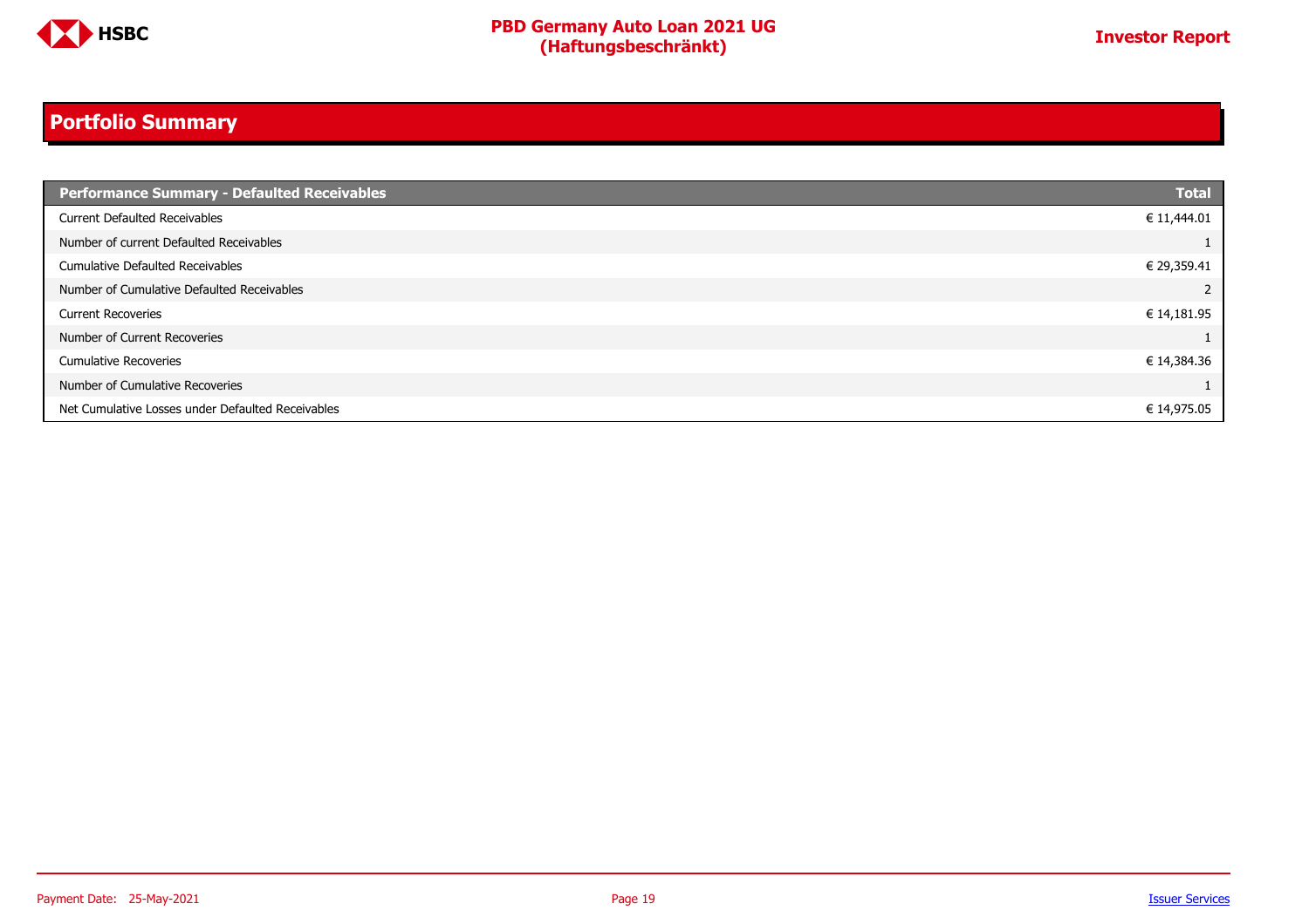## Portfolio Summary

| Performance Summary - Defaulted Receivables | Total |
|---|---|
| Current Defaulted Receivables | € 11,444.01 |
| Number of current Defaulted Receivables | 1 |
| Cumulative Defaulted Receivables | € 29,359.41 |
| Number of Cumulative Defaulted Receivables | 2 |
| Current Recoveries | € 14,181.95 |
| Number of Current Recoveries | 1 |
| Cumulative Recoveries | € 14,384.36 |
| Number of Cumulative Recoveries | 1 |
| Net Cumulative Losses under Defaulted Receivables | € 14,975.05 |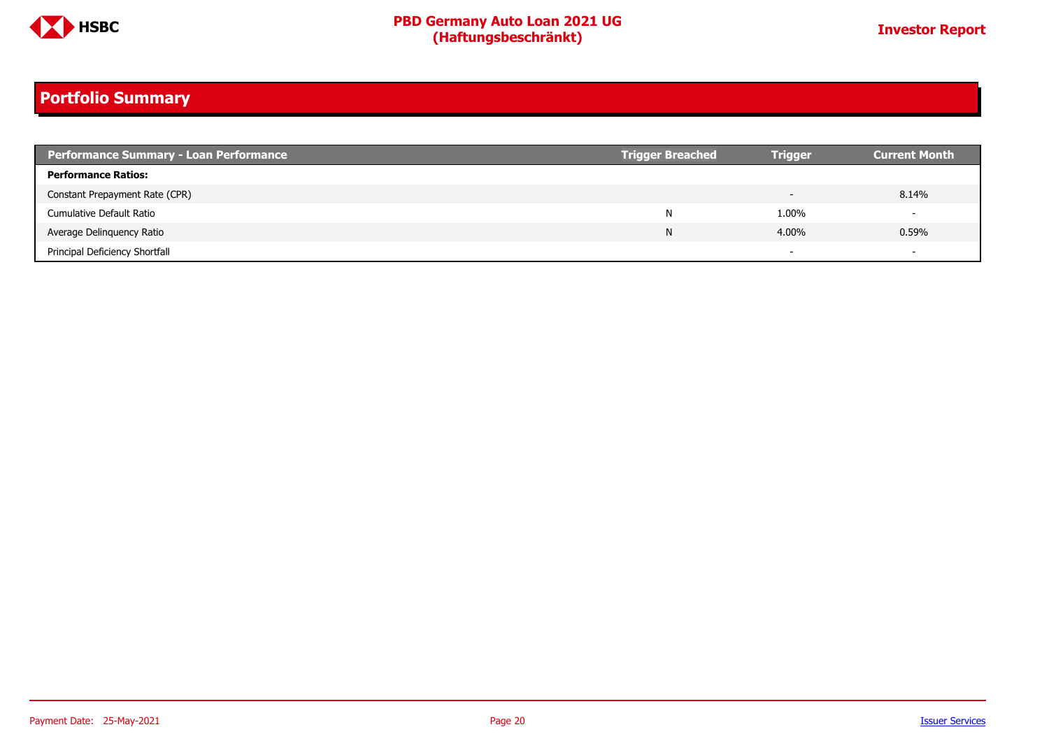## Portfolio Summary

| Performance Summary - Loan Performance | Trigger Breached | Trigger | Current Month |
|---|---|---|---|
| **Performance Ratios:** | | | |
| Constant Prepayment Rate (CPR) | | - | 8.14% |
| Cumulative Default Ratio | N | 1.00% | - |
| Average Delinquency Ratio | N | 4.00% | 0.59% |
| Principal Deficiency Shortfall | | - | - |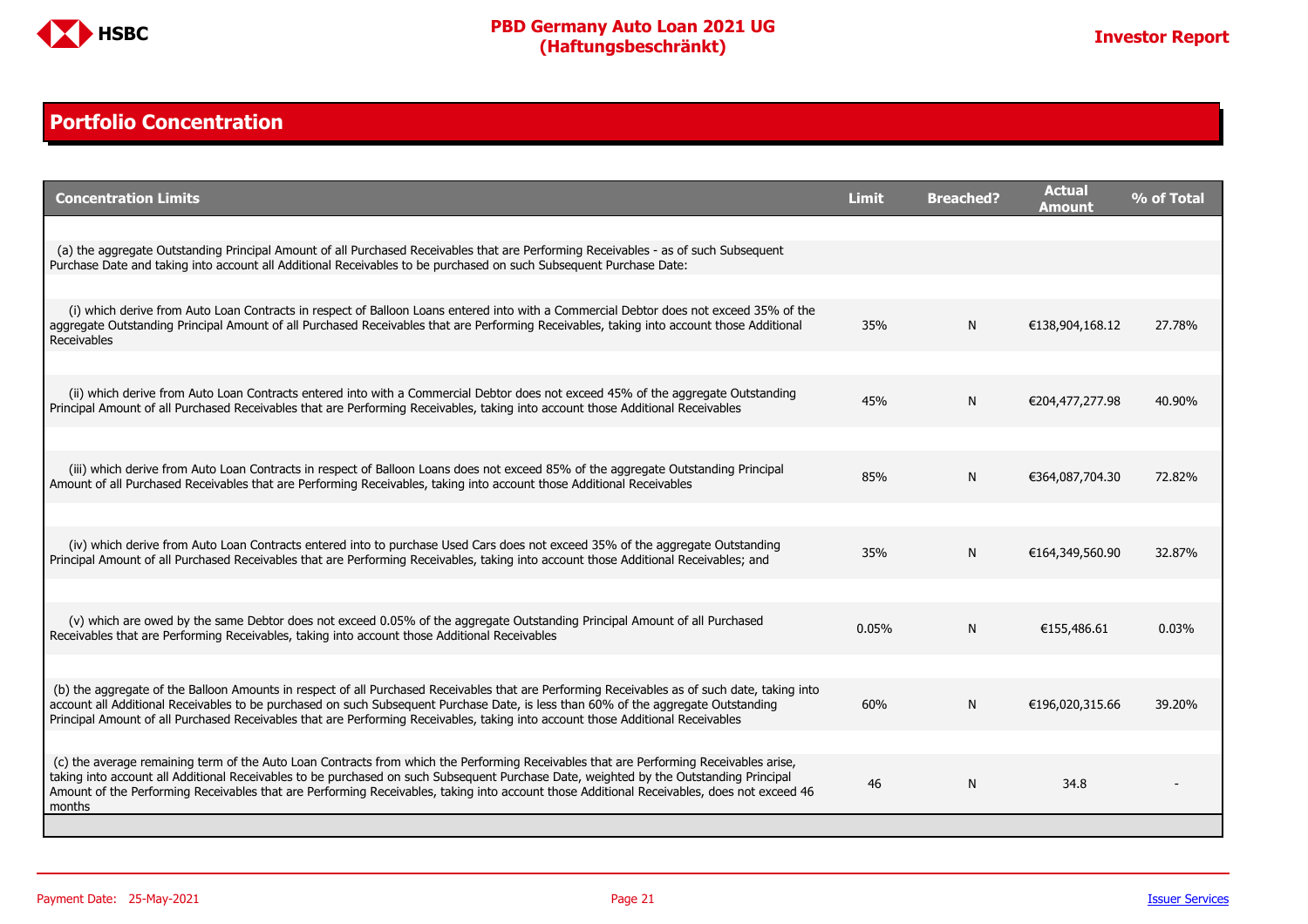## Portfolio Concentration

| Concentration Limits | Limit | Breached? | Actual Amount | % of Total |
|---|---|---|---|---|
| (a) the aggregate Outstanding Principal Amount of all Purchased Receivables that are Performing Receivables - as of such Subsequent Purchase Date and taking into account all Additional Receivables to be purchased on such Subsequent Purchase Date: | | | | |
| (i) which derive from Auto Loan Contracts in respect of Balloon Loans entered into with a Commercial Debtor does not exceed 35% of the aggregate Outstanding Principal Amount of all Purchased Receivables that are Performing Receivables, taking into account those Additional Receivables | 35% | N | €138,904,168.12 | 27.78% |
| (ii) which derive from Auto Loan Contracts entered into with a Commercial Debtor does not exceed 45% of the aggregate Outstanding Principal Amount of all Purchased Receivables that are Performing Receivables, taking into account those Additional Receivables | 45% | N | €204,477,277.98 | 40.90% |
| (iii) which derive from Auto Loan Contracts in respect of Balloon Loans does not exceed 85% of the aggregate Outstanding Principal Amount of all Purchased Receivables that are Performing Receivables, taking into account those Additional Receivables | 85% | N | €364,087,704.30 | 72.82% |
| (iv) which derive from Auto Loan Contracts entered into to purchase Used Cars does not exceed 35% of the aggregate Outstanding Principal Amount of all Purchased Receivables that are Performing Receivables, taking into account those Additional Receivables; and | 35% | N | €164,349,560.90 | 32.87% |
| (v) which are owed by the same Debtor does not exceed 0.05% of the aggregate Outstanding Principal Amount of all Purchased Receivables that are Performing Receivables, taking into account those Additional Receivables | 0.05% | N | €155,486.61 | 0.03% |
| (b) the aggregate of the Balloon Amounts in respect of all Purchased Receivables that are Performing Receivables as of such date, taking into account all Additional Receivables to be purchased on such Subsequent Purchase Date, is less than 60% of the aggregate Outstanding Principal Amount of all Purchased Receivables that are Performing Receivables, taking into account those Additional Receivables | 60% | N | €196,020,315.66 | 39.20% |
| (c) the average remaining term of the Auto Loan Contracts from which the Performing Receivables that are Performing Receivables arise, taking into account all Additional Receivables to be purchased on such Subsequent Purchase Date, weighted by the Outstanding Principal Amount of the Performing Receivables that are Performing Receivables, taking into account those Additional Receivables, does not exceed 46 months | 46 | N | 34.8 | - |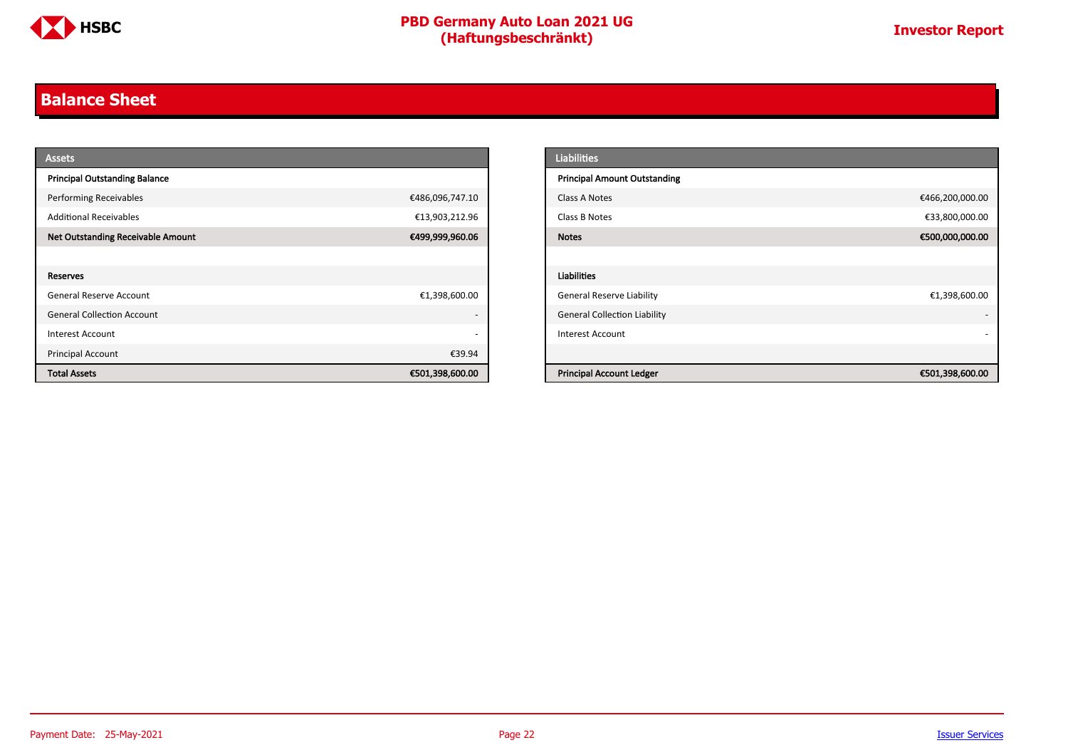## Balance Sheet

| Assets | |
|---|---|
| **Principal Outstanding Balance** | |
| Performing Receivables | €486,096,747.10 |
| Additional Receivables | €13,903,212.96 |
| **Net Outstanding Receivable Amount** | **€499,999,960.06** |
| | |
| **Reserves** | |
| General Reserve Account | €1,398,600.00 |
| General Collection Account | - |
| Interest Account | - |
| Principal Account | €39.94 |
| **Total Assets** | **€501,398,600.00** |

| Liabilities | |
|---|---|
| **Principal Amount Outstanding** | |
| Class A Notes | €466,200,000.00 |
| Class B Notes | €33,800,000.00 |
| **Notes** | **€500,000,000.00** |
| | |
| **Liabilities** | |
| General Reserve Liability | €1,398,600.00 |
| General Collection Liability | - |
| Interest Account | - |
| | |
| **Principal Account Ledger** | **€501,398,600.00** |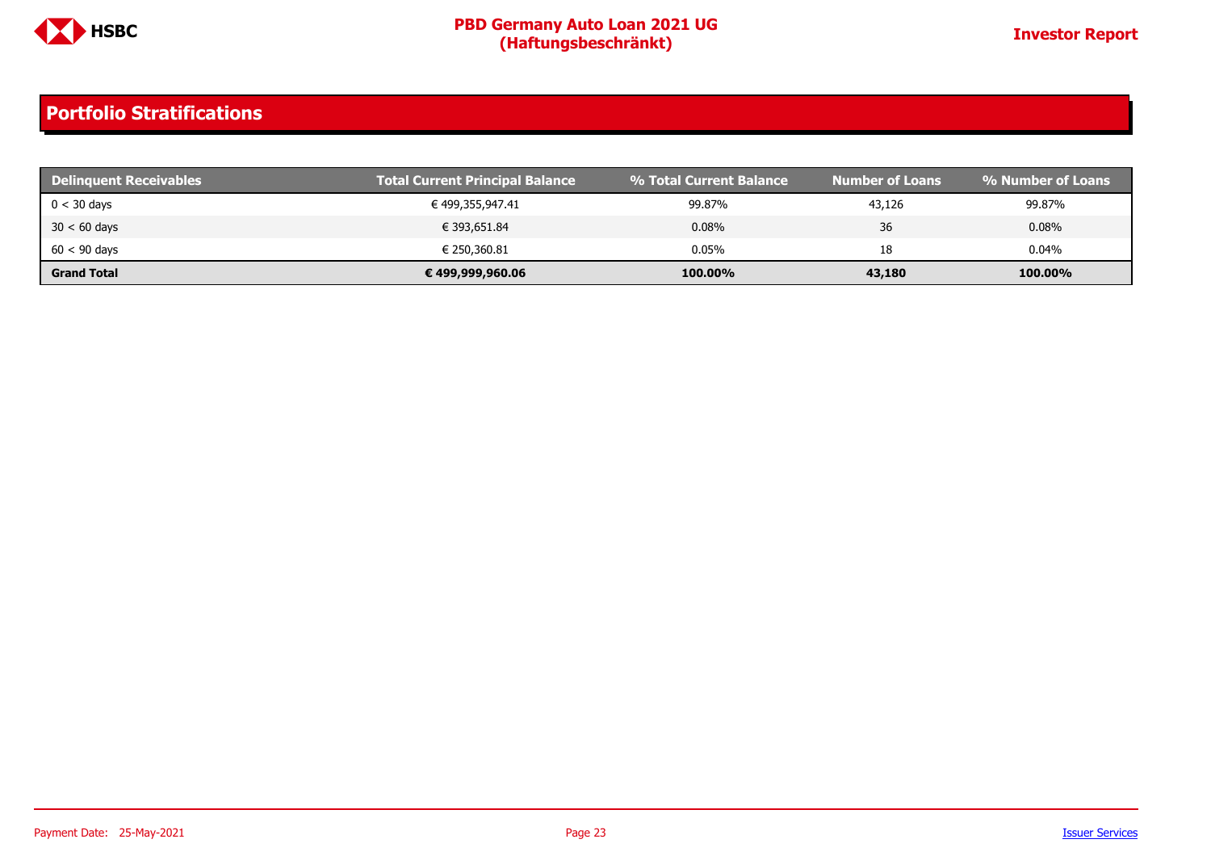## Portfolio Stratifications

| Delinquent Receivables | Total Current Principal Balance | % Total Current Balance | Number of Loans | % Number of Loans |
|---|---|---|---|---|
| 0 < 30 days | € 499,355,947.41 | 99.87% | 43,126 | 99.87% |
| 30 < 60 days | € 393,651.84 | 0.08% | 36 | 0.08% |
| 60 < 90 days | € 250,360.81 | 0.05% | 18 | 0.04% |
| **Grand Total** | **€ 499,999,960.06** | **100.00%** | **43,180** | **100.00%** |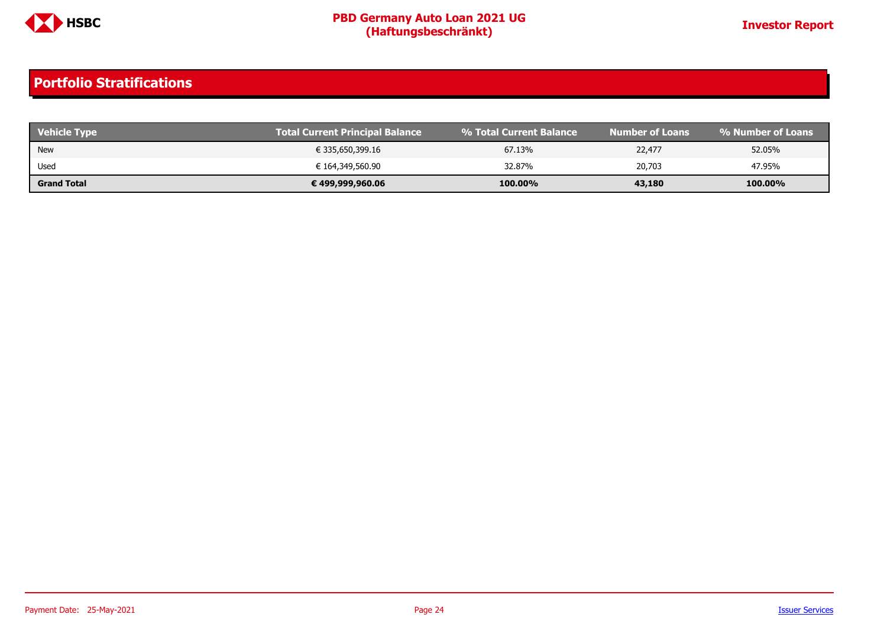## Portfolio Stratifications

| Vehicle Type | Total Current Principal Balance | % Total Current Balance | Number of Loans | % Number of Loans |
|---|---|---|---|---|
| New | € 335,650,399.16 | 67.13% | 22,477 | 52.05% |
| Used | € 164,349,560.90 | 32.87% | 20,703 | 47.95% |
| **Grand Total** | **€ 499,999,960.06** | **100.00%** | **43,180** | **100.00%** |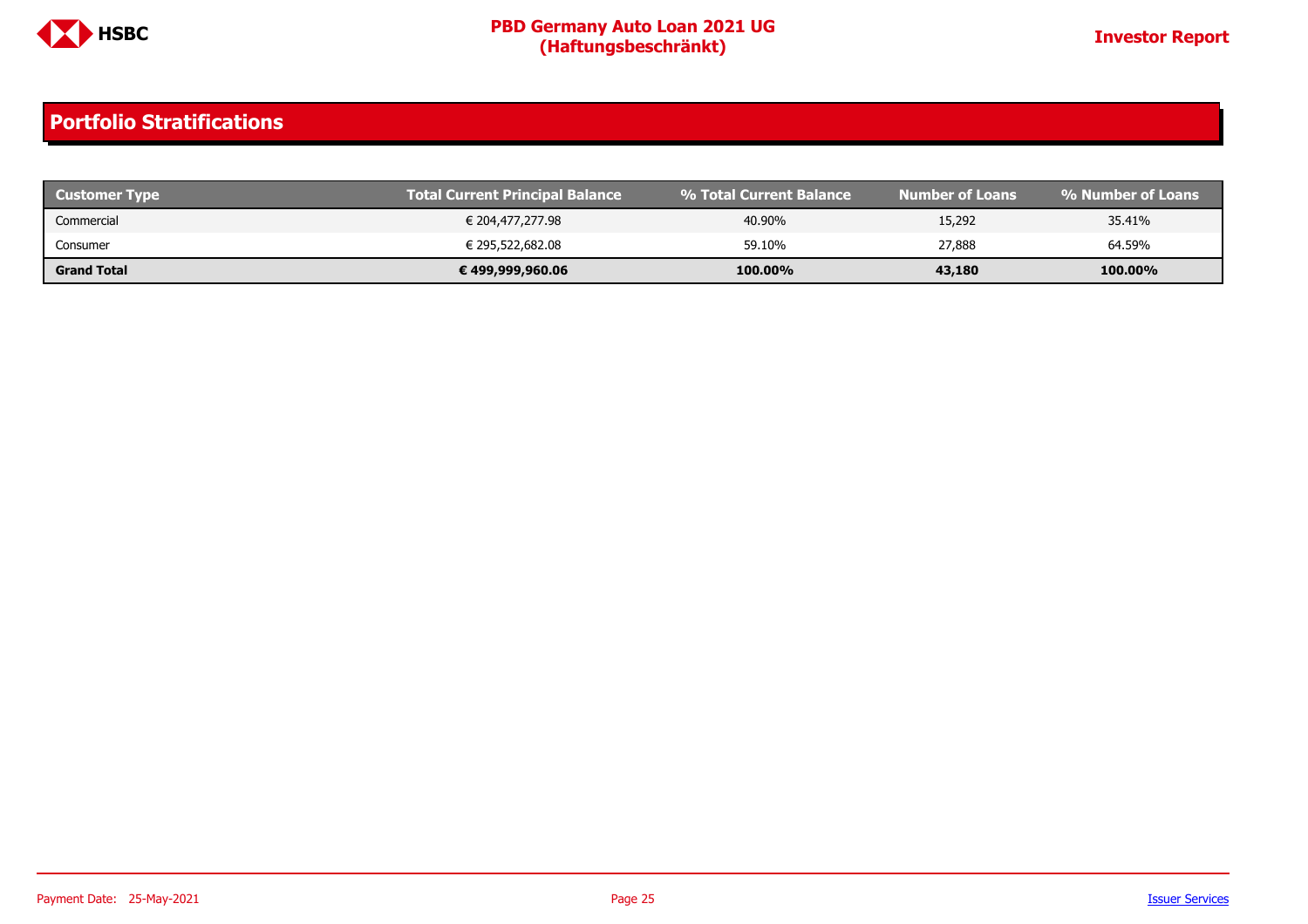## Portfolio Stratifications

| Customer Type | Total Current Principal Balance | % Total Current Balance | Number of Loans | % Number of Loans |
|---|---|---|---|---|
| Commercial | € 204,477,277.98 | 40.90% | 15,292 | 35.41% |
| Consumer | € 295,522,682.08 | 59.10% | 27,888 | 64.59% |
| **Grand Total** | **€ 499,999,960.06** | **100.00%** | **43,180** | **100.00%** |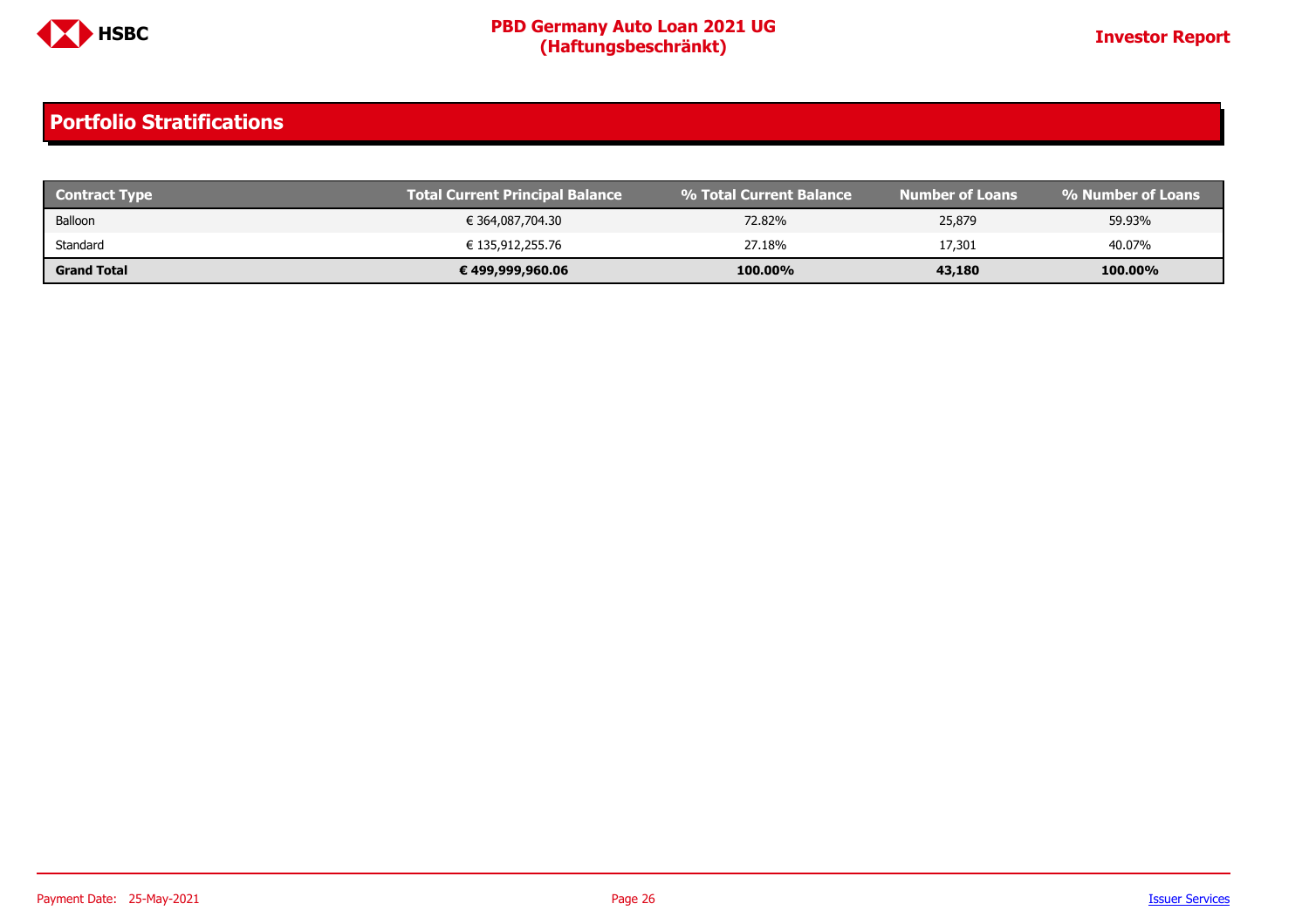## Portfolio Stratifications

| Contract Type | Total Current Principal Balance | % Total Current Balance | Number of Loans | % Number of Loans |
|---|---|---|---|---|
| Balloon | € 364,087,704.30 | 72.82% | 25,879 | 59.93% |
| Standard | € 135,912,255.76 | 27.18% | 17,301 | 40.07% |
| **Grand Total** | **€ 499,999,960.06** | **100.00%** | **43,180** | **100.00%** |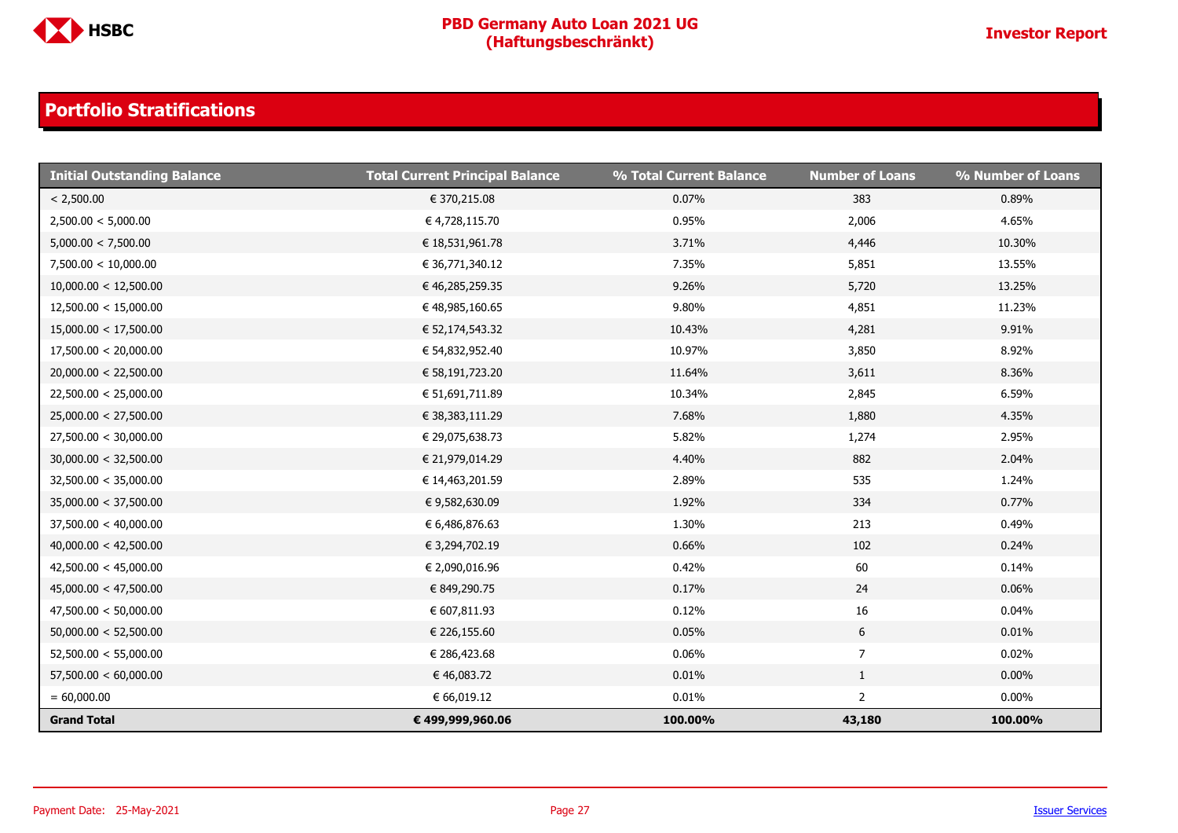## Portfolio Stratifications

| Initial Outstanding Balance | Total Current Principal Balance | % Total Current Balance | Number of Loans | % Number of Loans |
|---|---|---|---|---|
| < 2,500.00 | € 370,215.08 | 0.07% | 383 | 0.89% |
| 2,500.00 < 5,000.00 | € 4,728,115.70 | 0.95% | 2,006 | 4.65% |
| 5,000.00 < 7,500.00 | € 18,531,961.78 | 3.71% | 4,446 | 10.30% |
| 7,500.00 < 10,000.00 | € 36,771,340.12 | 7.35% | 5,851 | 13.55% |
| 10,000.00 < 12,500.00 | € 46,285,259.35 | 9.26% | 5,720 | 13.25% |
| 12,500.00 < 15,000.00 | € 48,985,160.65 | 9.80% | 4,851 | 11.23% |
| 15,000.00 < 17,500.00 | € 52,174,543.32 | 10.43% | 4,281 | 9.91% |
| 17,500.00 < 20,000.00 | € 54,832,952.40 | 10.97% | 3,850 | 8.92% |
| 20,000.00 < 22,500.00 | € 58,191,723.20 | 11.64% | 3,611 | 8.36% |
| 22,500.00 < 25,000.00 | € 51,691,711.89 | 10.34% | 2,845 | 6.59% |
| 25,000.00 < 27,500.00 | € 38,383,111.29 | 7.68% | 1,880 | 4.35% |
| 27,500.00 < 30,000.00 | € 29,075,638.73 | 5.82% | 1,274 | 2.95% |
| 30,000.00 < 32,500.00 | € 21,979,014.29 | 4.40% | 882 | 2.04% |
| 32,500.00 < 35,000.00 | € 14,463,201.59 | 2.89% | 535 | 1.24% |
| 35,000.00 < 37,500.00 | € 9,582,630.09 | 1.92% | 334 | 0.77% |
| 37,500.00 < 40,000.00 | € 6,486,876.63 | 1.30% | 213 | 0.49% |
| 40,000.00 < 42,500.00 | € 3,294,702.19 | 0.66% | 102 | 0.24% |
| 42,500.00 < 45,000.00 | € 2,090,016.96 | 0.42% | 60 | 0.14% |
| 45,000.00 < 47,500.00 | € 849,290.75 | 0.17% | 24 | 0.06% |
| 47,500.00 < 50,000.00 | € 607,811.93 | 0.12% | 16 | 0.04% |
| 50,000.00 < 52,500.00 | € 226,155.60 | 0.05% | 6 | 0.01% |
| 52,500.00 < 55,000.00 | € 286,423.68 | 0.06% | 7 | 0.02% |
| 57,500.00 < 60,000.00 | € 46,083.72 | 0.01% | 1 | 0.00% |
| = 60,000.00 | € 66,019.12 | 0.01% | 2 | 0.00% |
| **Grand Total** | **€ 499,999,960.06** | **100.00%** | **43,180** | **100.00%** |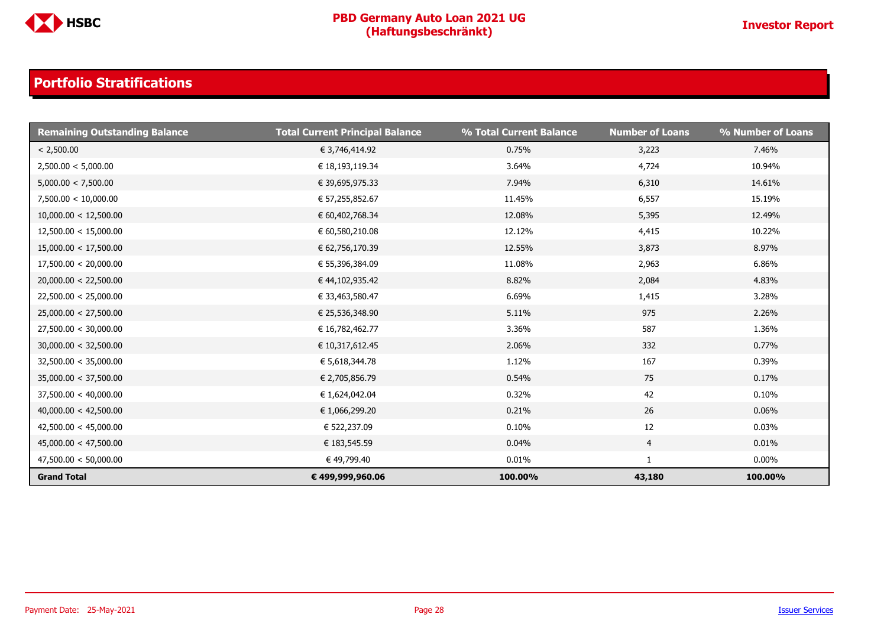## Portfolio Stratifications

| Remaining Outstanding Balance | Total Current Principal Balance | % Total Current Balance | Number of Loans | % Number of Loans |
|---|---|---|---|---|
| < 2,500.00 | € 3,746,414.92 | 0.75% | 3,223 | 7.46% |
| 2,500.00 < 5,000.00 | € 18,193,119.34 | 3.64% | 4,724 | 10.94% |
| 5,000.00 < 7,500.00 | € 39,695,975.33 | 7.94% | 6,310 | 14.61% |
| 7,500.00 < 10,000.00 | € 57,255,852.67 | 11.45% | 6,557 | 15.19% |
| 10,000.00 < 12,500.00 | € 60,402,768.34 | 12.08% | 5,395 | 12.49% |
| 12,500.00 < 15,000.00 | € 60,580,210.08 | 12.12% | 4,415 | 10.22% |
| 15,000.00 < 17,500.00 | € 62,756,170.39 | 12.55% | 3,873 | 8.97% |
| 17,500.00 < 20,000.00 | € 55,396,384.09 | 11.08% | 2,963 | 6.86% |
| 20,000.00 < 22,500.00 | € 44,102,935.42 | 8.82% | 2,084 | 4.83% |
| 22,500.00 < 25,000.00 | € 33,463,580.47 | 6.69% | 1,415 | 3.28% |
| 25,000.00 < 27,500.00 | € 25,536,348.90 | 5.11% | 975 | 2.26% |
| 27,500.00 < 30,000.00 | € 16,782,462.77 | 3.36% | 587 | 1.36% |
| 30,000.00 < 32,500.00 | € 10,317,612.45 | 2.06% | 332 | 0.77% |
| 32,500.00 < 35,000.00 | € 5,618,344.78 | 1.12% | 167 | 0.39% |
| 35,000.00 < 37,500.00 | € 2,705,856.79 | 0.54% | 75 | 0.17% |
| 37,500.00 < 40,000.00 | € 1,624,042.04 | 0.32% | 42 | 0.10% |
| 40,000.00 < 42,500.00 | € 1,066,299.20 | 0.21% | 26 | 0.06% |
| 42,500.00 < 45,000.00 | € 522,237.09 | 0.10% | 12 | 0.03% |
| 45,000.00 < 47,500.00 | € 183,545.59 | 0.04% | 4 | 0.01% |
| 47,500.00 < 50,000.00 | € 49,799.40 | 0.01% | 1 | 0.00% |
| **Grand Total** | **€ 499,999,960.06** | **100.00%** | **43,180** | **100.00%** |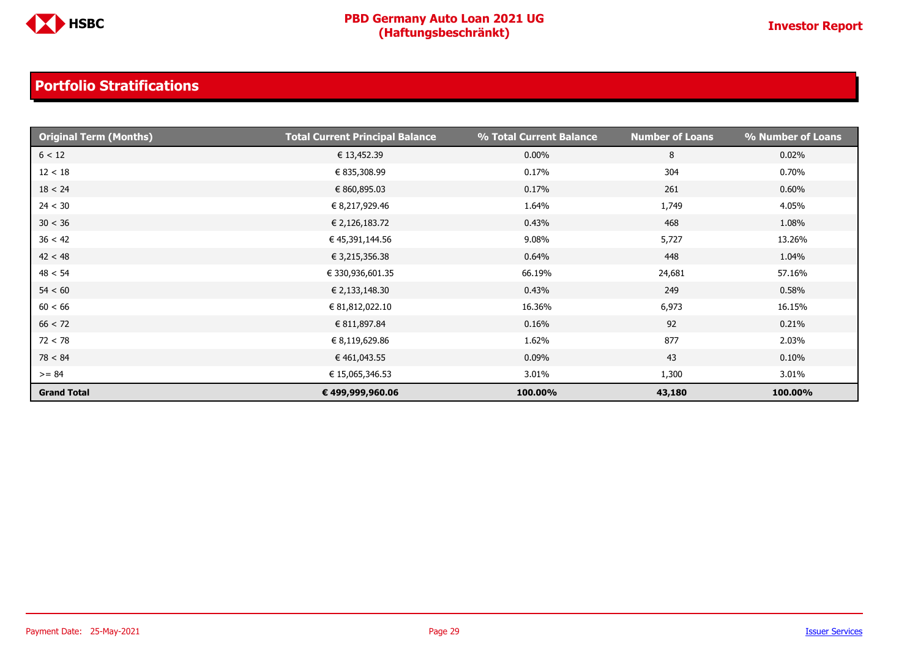## Portfolio Stratifications

| Original Term (Months) | Total Current Principal Balance | % Total Current Balance | Number of Loans | % Number of Loans |
|---|---|---|---|---|
| 6 < 12 | € 13,452.39 | 0.00% | 8 | 0.02% |
| 12 < 18 | € 835,308.99 | 0.17% | 304 | 0.70% |
| 18 < 24 | € 860,895.03 | 0.17% | 261 | 0.60% |
| 24 < 30 | € 8,217,929.46 | 1.64% | 1,749 | 4.05% |
| 30 < 36 | € 2,126,183.72 | 0.43% | 468 | 1.08% |
| 36 < 42 | € 45,391,144.56 | 9.08% | 5,727 | 13.26% |
| 42 < 48 | € 3,215,356.38 | 0.64% | 448 | 1.04% |
| 48 < 54 | € 330,936,601.35 | 66.19% | 24,681 | 57.16% |
| 54 < 60 | € 2,133,148.30 | 0.43% | 249 | 0.58% |
| 60 < 66 | € 81,812,022.10 | 16.36% | 6,973 | 16.15% |
| 66 < 72 | € 811,897.84 | 0.16% | 92 | 0.21% |
| 72 < 78 | € 8,119,629.86 | 1.62% | 877 | 2.03% |
| 78 < 84 | € 461,043.55 | 0.09% | 43 | 0.10% |
| >= 84 | € 15,065,346.53 | 3.01% | 1,300 | 3.01% |
| **Grand Total** | **€ 499,999,960.06** | **100.00%** | **43,180** | **100.00%** |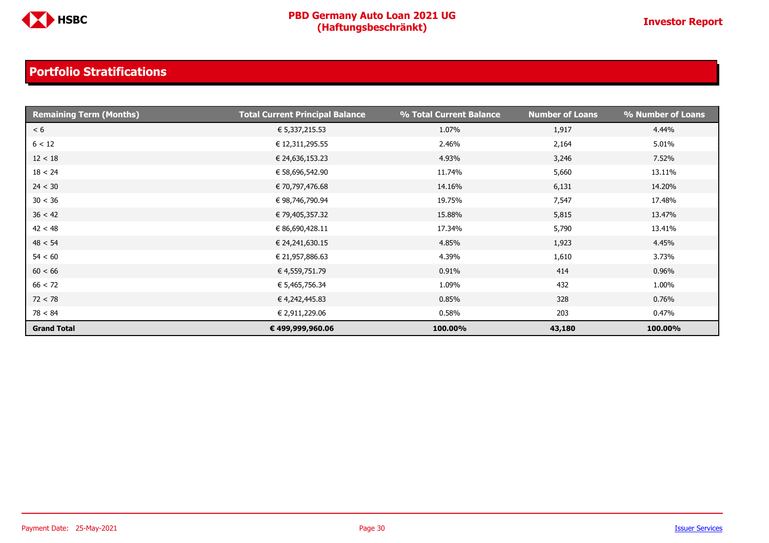## Portfolio Stratifications

| Remaining Term (Months) | Total Current Principal Balance | % Total Current Balance | Number of Loans | % Number of Loans |
|---|---|---|---|---|
| < 6 | € 5,337,215.53 | 1.07% | 1,917 | 4.44% |
| 6 < 12 | € 12,311,295.55 | 2.46% | 2,164 | 5.01% |
| 12 < 18 | € 24,636,153.23 | 4.93% | 3,246 | 7.52% |
| 18 < 24 | € 58,696,542.90 | 11.74% | 5,660 | 13.11% |
| 24 < 30 | € 70,797,476.68 | 14.16% | 6,131 | 14.20% |
| 30 < 36 | € 98,746,790.94 | 19.75% | 7,547 | 17.48% |
| 36 < 42 | € 79,405,357.32 | 15.88% | 5,815 | 13.47% |
| 42 < 48 | € 86,690,428.11 | 17.34% | 5,790 | 13.41% |
| 48 < 54 | € 24,241,630.15 | 4.85% | 1,923 | 4.45% |
| 54 < 60 | € 21,957,886.63 | 4.39% | 1,610 | 3.73% |
| 60 < 66 | € 4,559,751.79 | 0.91% | 414 | 0.96% |
| 66 < 72 | € 5,465,756.34 | 1.09% | 432 | 1.00% |
| 72 < 78 | € 4,242,445.83 | 0.85% | 328 | 0.76% |
| 78 < 84 | € 2,911,229.06 | 0.58% | 203 | 0.47% |
| **Grand Total** | **€ 499,999,960.06** | **100.00%** | **43,180** | **100.00%** |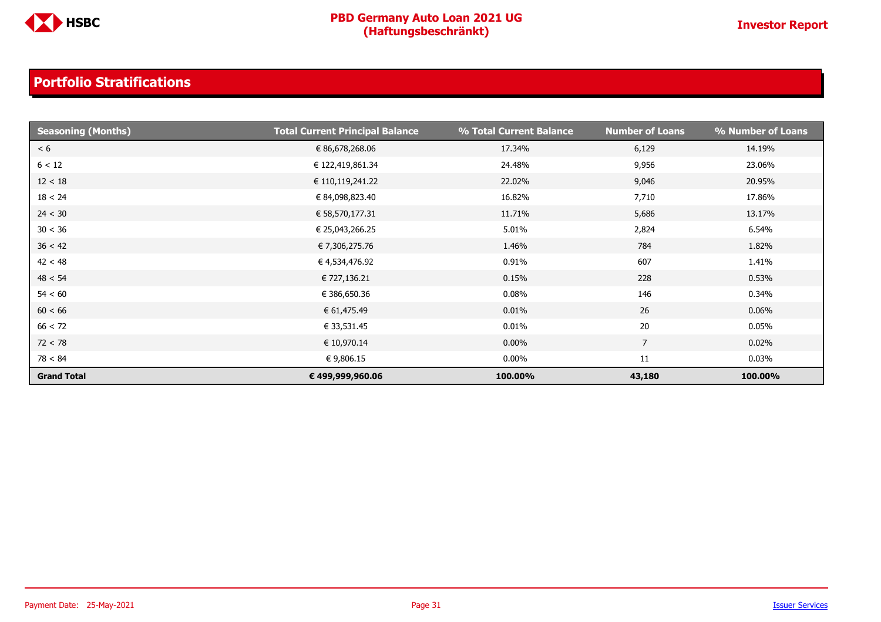## Portfolio Stratifications

| Seasoning (Months) | Total Current Principal Balance | % Total Current Balance | Number of Loans | % Number of Loans |
|---|---|---|---|---|
| < 6 | € 86,678,268.06 | 17.34% | 6,129 | 14.19% |
| 6 < 12 | € 122,419,861.34 | 24.48% | 9,956 | 23.06% |
| 12 < 18 | € 110,119,241.22 | 22.02% | 9,046 | 20.95% |
| 18 < 24 | € 84,098,823.40 | 16.82% | 7,710 | 17.86% |
| 24 < 30 | € 58,570,177.31 | 11.71% | 5,686 | 13.17% |
| 30 < 36 | € 25,043,266.25 | 5.01% | 2,824 | 6.54% |
| 36 < 42 | € 7,306,275.76 | 1.46% | 784 | 1.82% |
| 42 < 48 | € 4,534,476.92 | 0.91% | 607 | 1.41% |
| 48 < 54 | € 727,136.21 | 0.15% | 228 | 0.53% |
| 54 < 60 | € 386,650.36 | 0.08% | 146 | 0.34% |
| 60 < 66 | € 61,475.49 | 0.01% | 26 | 0.06% |
| 66 < 72 | € 33,531.45 | 0.01% | 20 | 0.05% |
| 72 < 78 | € 10,970.14 | 0.00% | 7 | 0.02% |
| 78 < 84 | € 9,806.15 | 0.00% | 11 | 0.03% |
| **Grand Total** | **€ 499,999,960.06** | **100.00%** | **43,180** | **100.00%** |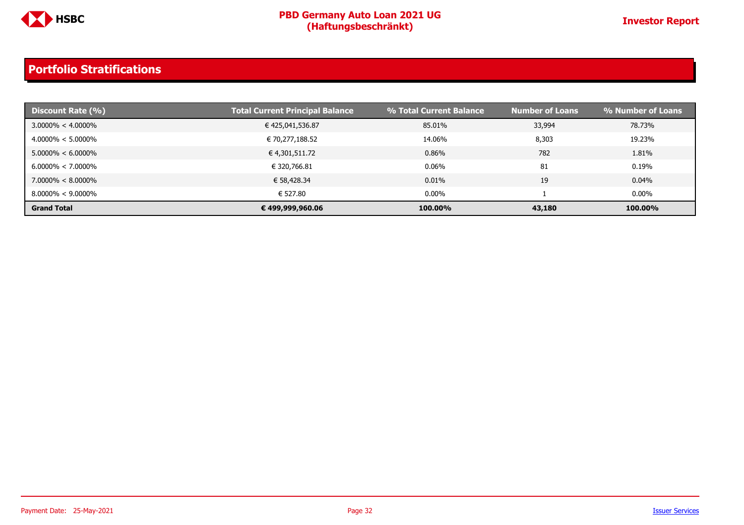## Portfolio Stratifications

| Discount Rate (%) | Total Current Principal Balance | % Total Current Balance | Number of Loans | % Number of Loans |
|---|---|---|---|---|
| 3.0000% < 4.0000% | € 425,041,536.87 | 85.01% | 33,994 | 78.73% |
| 4.0000% < 5.0000% | € 70,277,188.52 | 14.06% | 8,303 | 19.23% |
| 5.0000% < 6.0000% | € 4,301,511.72 | 0.86% | 782 | 1.81% |
| 6.0000% < 7.0000% | € 320,766.81 | 0.06% | 81 | 0.19% |
| 7.0000% < 8.0000% | € 58,428.34 | 0.01% | 19 | 0.04% |
| 8.0000% < 9.0000% | € 527.80 | 0.00% | 1 | 0.00% |
| **Grand Total** | **€ 499,999,960.06** | **100.00%** | **43,180** | **100.00%** |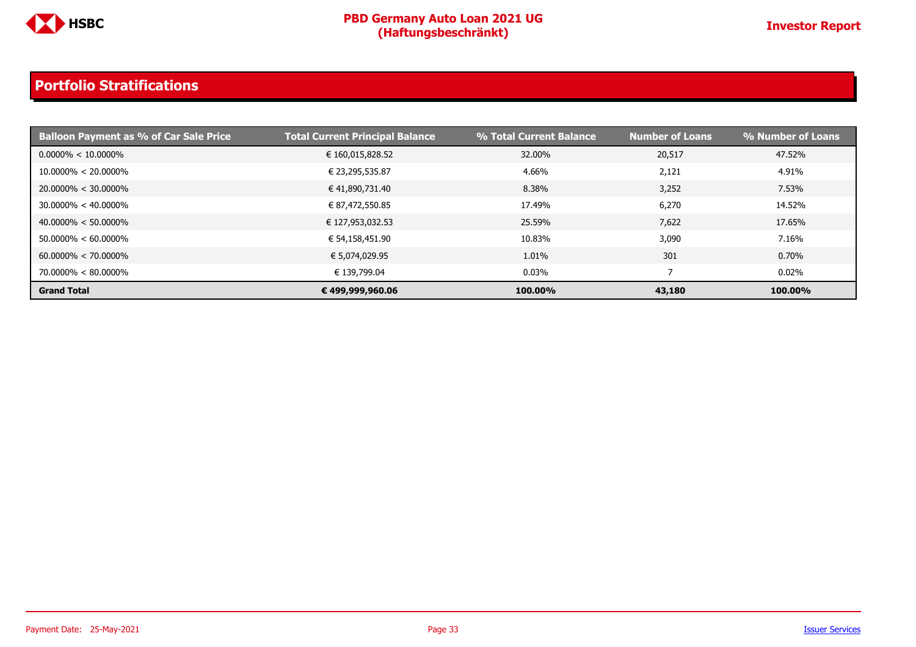## Portfolio Stratifications

| Balloon Payment as % of Car Sale Price | Total Current Principal Balance | % Total Current Balance | Number of Loans | % Number of Loans |
|---|---|---|---|---|
| 0.0000% < 10.0000% | € 160,015,828.52 | 32.00% | 20,517 | 47.52% |
| 10.0000% < 20.0000% | € 23,295,535.87 | 4.66% | 2,121 | 4.91% |
| 20.0000% < 30.0000% | € 41,890,731.40 | 8.38% | 3,252 | 7.53% |
| 30.0000% < 40.0000% | € 87,472,550.85 | 17.49% | 6,270 | 14.52% |
| 40.0000% < 50.0000% | € 127,953,032.53 | 25.59% | 7,622 | 17.65% |
| 50.0000% < 60.0000% | € 54,158,451.90 | 10.83% | 3,090 | 7.16% |
| 60.0000% < 70.0000% | € 5,074,029.95 | 1.01% | 301 | 0.70% |
| 70.0000% < 80.0000% | € 139,799.04 | 0.03% | 7 | 0.02% |
| **Grand Total** | **€ 499,999,960.06** | **100.00%** | **43,180** | **100.00%** |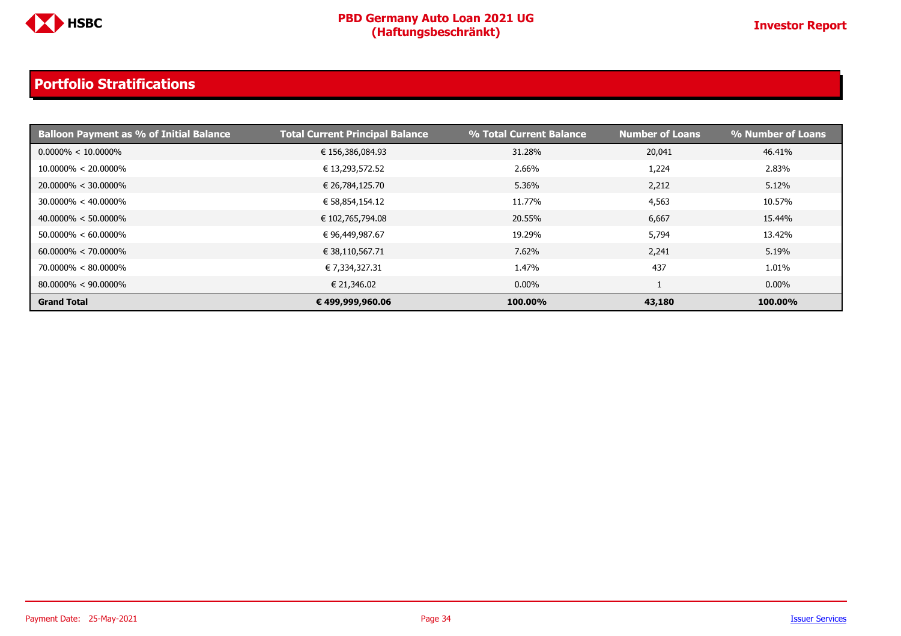## Portfolio Stratifications

| Balloon Payment as % of Initial Balance | Total Current Principal Balance | % Total Current Balance | Number of Loans | % Number of Loans |
|---|---|---|---|---|
| 0.0000% < 10.0000% | € 156,386,084.93 | 31.28% | 20,041 | 46.41% |
| 10.0000% < 20.0000% | € 13,293,572.52 | 2.66% | 1,224 | 2.83% |
| 20.0000% < 30.0000% | € 26,784,125.70 | 5.36% | 2,212 | 5.12% |
| 30.0000% < 40.0000% | € 58,854,154.12 | 11.77% | 4,563 | 10.57% |
| 40.0000% < 50.0000% | € 102,765,794.08 | 20.55% | 6,667 | 15.44% |
| 50.0000% < 60.0000% | € 96,449,987.67 | 19.29% | 5,794 | 13.42% |
| 60.0000% < 70.0000% | € 38,110,567.71 | 7.62% | 2,241 | 5.19% |
| 70.0000% < 80.0000% | € 7,334,327.31 | 1.47% | 437 | 1.01% |
| 80.0000% < 90.0000% | € 21,346.02 | 0.00% | 1 | 0.00% |
| **Grand Total** | **€ 499,999,960.06** | **100.00%** | **43,180** | **100.00%** |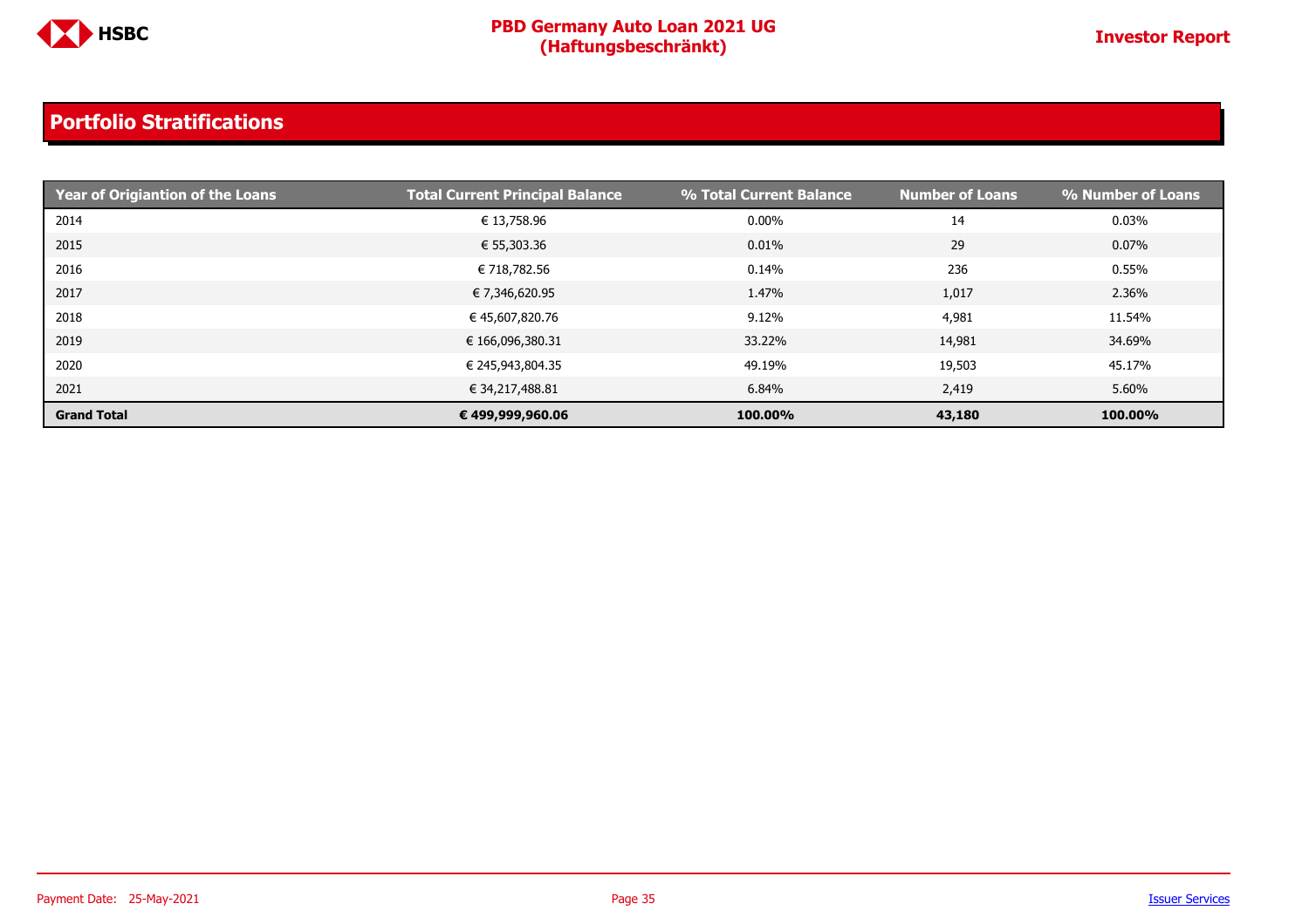## Portfolio Stratifications

| Year of Origiantion of the Loans | Total Current Principal Balance | % Total Current Balance | Number of Loans | % Number of Loans |
|---|---|---|---|---|
| 2014 | € 13,758.96 | 0.00% | 14 | 0.03% |
| 2015 | € 55,303.36 | 0.01% | 29 | 0.07% |
| 2016 | € 718,782.56 | 0.14% | 236 | 0.55% |
| 2017 | € 7,346,620.95 | 1.47% | 1,017 | 2.36% |
| 2018 | € 45,607,820.76 | 9.12% | 4,981 | 11.54% |
| 2019 | € 166,096,380.31 | 33.22% | 14,981 | 34.69% |
| 2020 | € 245,943,804.35 | 49.19% | 19,503 | 45.17% |
| 2021 | € 34,217,488.81 | 6.84% | 2,419 | 5.60% |
| **Grand Total** | **€ 499,999,960.06** | **100.00%** | **43,180** | **100.00%** |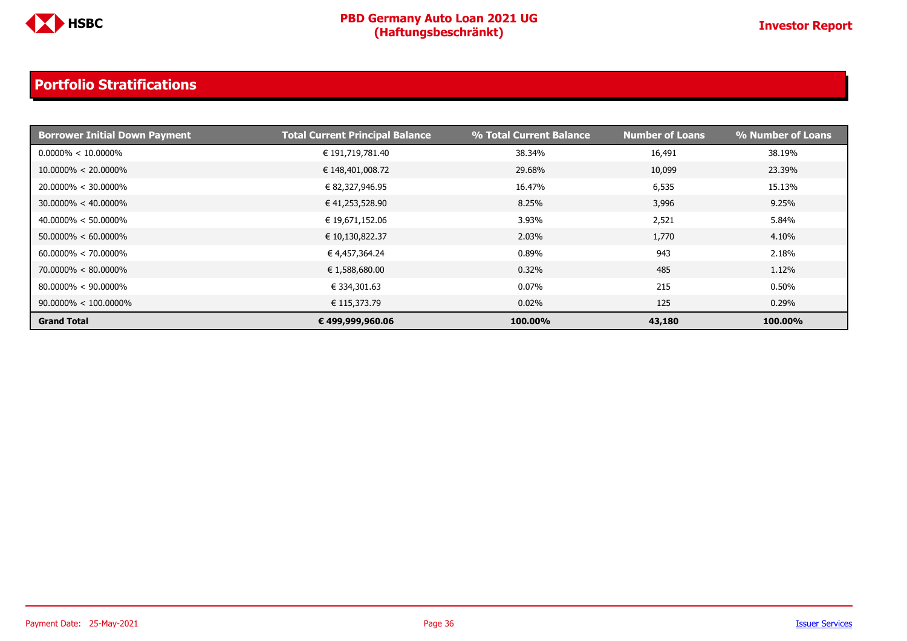## Portfolio Stratifications

| Borrower Initial Down Payment | Total Current Principal Balance | % Total Current Balance | Number of Loans | % Number of Loans |
|---|---|---|---|---|
| 0.0000% < 10.0000% | € 191,719,781.40 | 38.34% | 16,491 | 38.19% |
| 10.0000% < 20.0000% | € 148,401,008.72 | 29.68% | 10,099 | 23.39% |
| 20.0000% < 30.0000% | € 82,327,946.95 | 16.47% | 6,535 | 15.13% |
| 30.0000% < 40.0000% | € 41,253,528.90 | 8.25% | 3,996 | 9.25% |
| 40.0000% < 50.0000% | € 19,671,152.06 | 3.93% | 2,521 | 5.84% |
| 50.0000% < 60.0000% | € 10,130,822.37 | 2.03% | 1,770 | 4.10% |
| 60.0000% < 70.0000% | € 4,457,364.24 | 0.89% | 943 | 2.18% |
| 70.0000% < 80.0000% | € 1,588,680.00 | 0.32% | 485 | 1.12% |
| 80.0000% < 90.0000% | € 334,301.63 | 0.07% | 215 | 0.50% |
| 90.0000% < 100.0000% | € 115,373.79 | 0.02% | 125 | 0.29% |
| **Grand Total** | **€ 499,999,960.06** | **100.00%** | **43,180** | **100.00%** |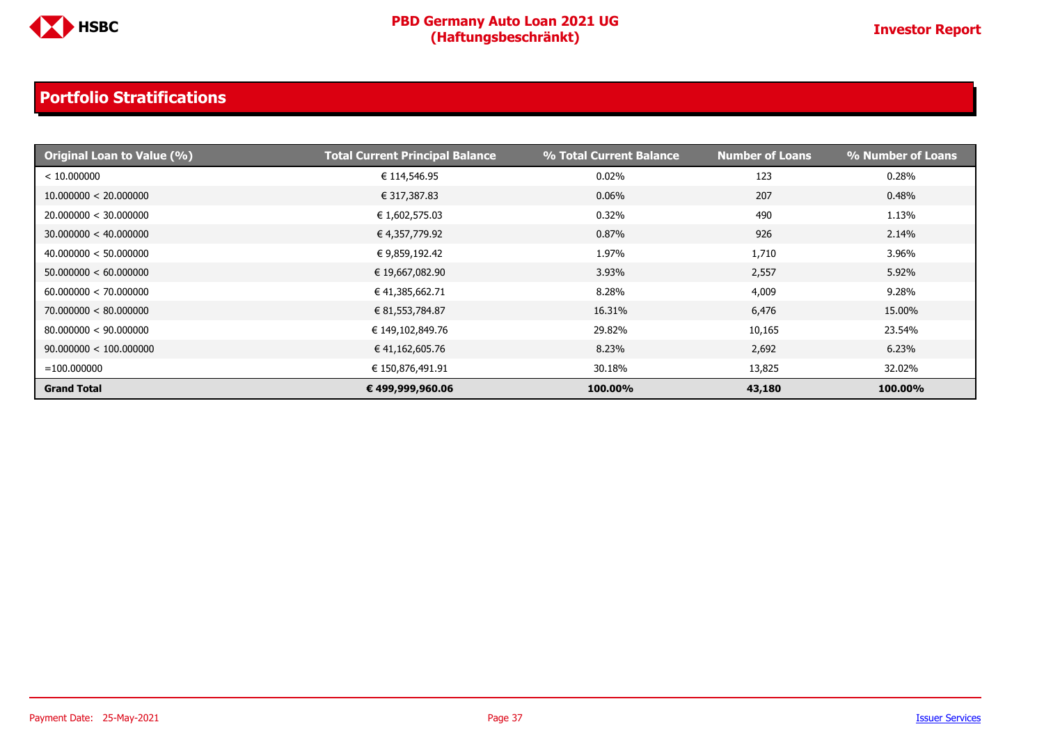## Portfolio Stratifications

| Original Loan to Value (%) | Total Current Principal Balance | % Total Current Balance | Number of Loans | % Number of Loans |
|---|---|---|---|---|
| < 10.000000 | € 114,546.95 | 0.02% | 123 | 0.28% |
| 10.000000 < 20.000000 | € 317,387.83 | 0.06% | 207 | 0.48% |
| 20.000000 < 30.000000 | € 1,602,575.03 | 0.32% | 490 | 1.13% |
| 30.000000 < 40.000000 | € 4,357,779.92 | 0.87% | 926 | 2.14% |
| 40.000000 < 50.000000 | € 9,859,192.42 | 1.97% | 1,710 | 3.96% |
| 50.000000 < 60.000000 | € 19,667,082.90 | 3.93% | 2,557 | 5.92% |
| 60.000000 < 70.000000 | € 41,385,662.71 | 8.28% | 4,009 | 9.28% |
| 70.000000 < 80.000000 | € 81,553,784.87 | 16.31% | 6,476 | 15.00% |
| 80.000000 < 90.000000 | € 149,102,849.76 | 29.82% | 10,165 | 23.54% |
| 90.000000 < 100.000000 | € 41,162,605.76 | 8.23% | 2,692 | 6.23% |
| =100.000000 | € 150,876,491.91 | 30.18% | 13,825 | 32.02% |
| **Grand Total** | **€ 499,999,960.06** | **100.00%** | **43,180** | **100.00%** |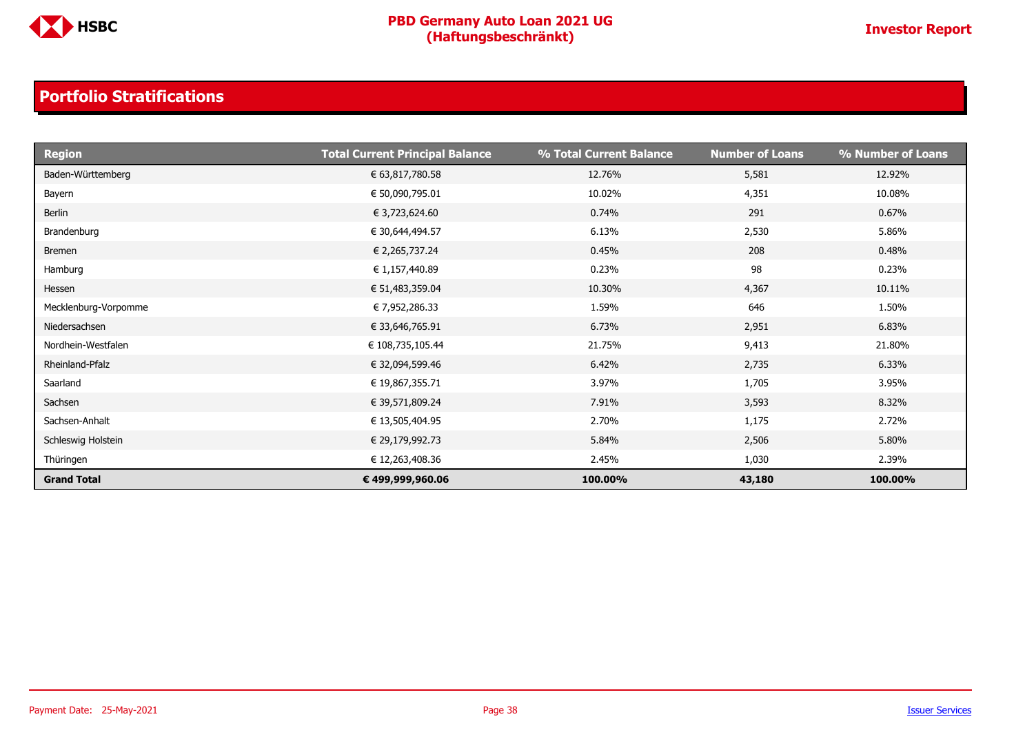## Portfolio Stratifications

| Region | Total Current Principal Balance | % Total Current Balance | Number of Loans | % Number of Loans |
|---|---|---|---|---|
| Baden-Württemberg | € 63,817,780.58 | 12.76% | 5,581 | 12.92% |
| Bayern | € 50,090,795.01 | 10.02% | 4,351 | 10.08% |
| Berlin | € 3,723,624.60 | 0.74% | 291 | 0.67% |
| Brandenburg | € 30,644,494.57 | 6.13% | 2,530 | 5.86% |
| Bremen | € 2,265,737.24 | 0.45% | 208 | 0.48% |
| Hamburg | € 1,157,440.89 | 0.23% | 98 | 0.23% |
| Hessen | € 51,483,359.04 | 10.30% | 4,367 | 10.11% |
| Mecklenburg-Vorpomme | € 7,952,286.33 | 1.59% | 646 | 1.50% |
| Niedersachsen | € 33,646,765.91 | 6.73% | 2,951 | 6.83% |
| Nordhein-Westfalen | € 108,735,105.44 | 21.75% | 9,413 | 21.80% |
| Rheinland-Pfalz | € 32,094,599.46 | 6.42% | 2,735 | 6.33% |
| Saarland | € 19,867,355.71 | 3.97% | 1,705 | 3.95% |
| Sachsen | € 39,571,809.24 | 7.91% | 3,593 | 8.32% |
| Sachsen-Anhalt | € 13,505,404.95 | 2.70% | 1,175 | 2.72% |
| Schleswig Holstein | € 29,179,992.73 | 5.84% | 2,506 | 5.80% |
| Thüringen | € 12,263,408.36 | 2.45% | 1,030 | 2.39% |
| **Grand Total** | **€ 499,999,960.06** | **100.00%** | **43,180** | **100.00%** |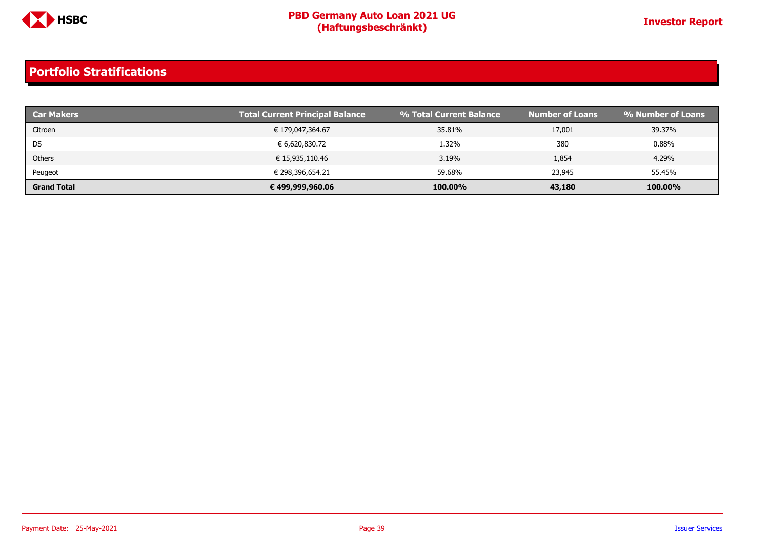## Portfolio Stratifications

| Car Makers | Total Current Principal Balance | % Total Current Balance | Number of Loans | % Number of Loans |
|---|---|---|---|---|
| Citroen | € 179,047,364.67 | 35.81% | 17,001 | 39.37% |
| DS | € 6,620,830.72 | 1.32% | 380 | 0.88% |
| Others | € 15,935,110.46 | 3.19% | 1,854 | 4.29% |
| Peugeot | € 298,396,654.21 | 59.68% | 23,945 | 55.45% |
| **Grand Total** | **€ 499,999,960.06** | **100.00%** | **43,180** | **100.00%** |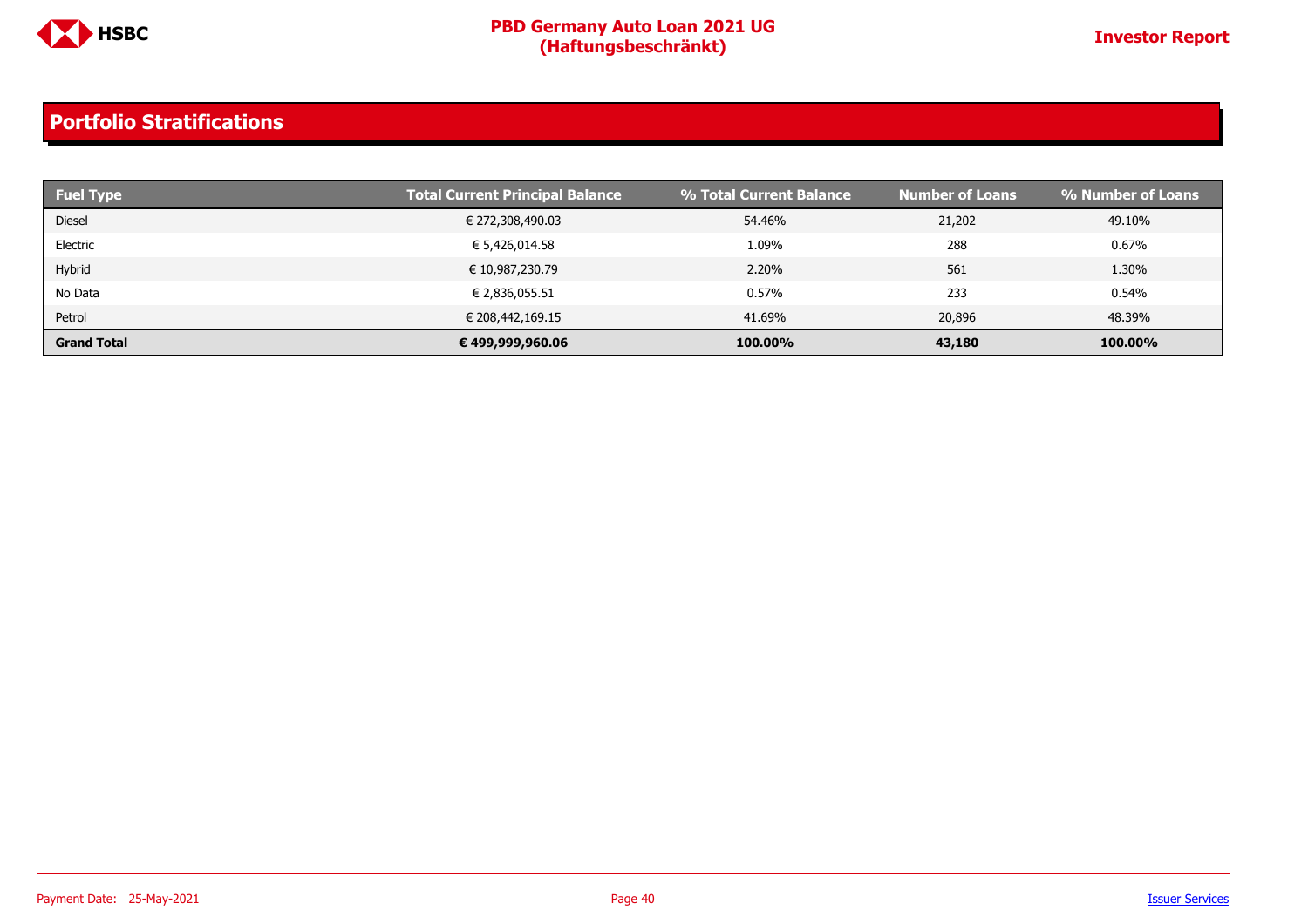## Portfolio Stratifications

| Fuel Type | Total Current Principal Balance | % Total Current Balance | Number of Loans | % Number of Loans |
|---|---|---|---|---|
| Diesel | € 272,308,490.03 | 54.46% | 21,202 | 49.10% |
| Electric | € 5,426,014.58 | 1.09% | 288 | 0.67% |
| Hybrid | € 10,987,230.79 | 2.20% | 561 | 1.30% |
| No Data | € 2,836,055.51 | 0.57% | 233 | 0.54% |
| Petrol | € 208,442,169.15 | 41.69% | 20,896 | 48.39% |
| **Grand Total** | **€ 499,999,960.06** | **100.00%** | **43,180** | **100.00%** |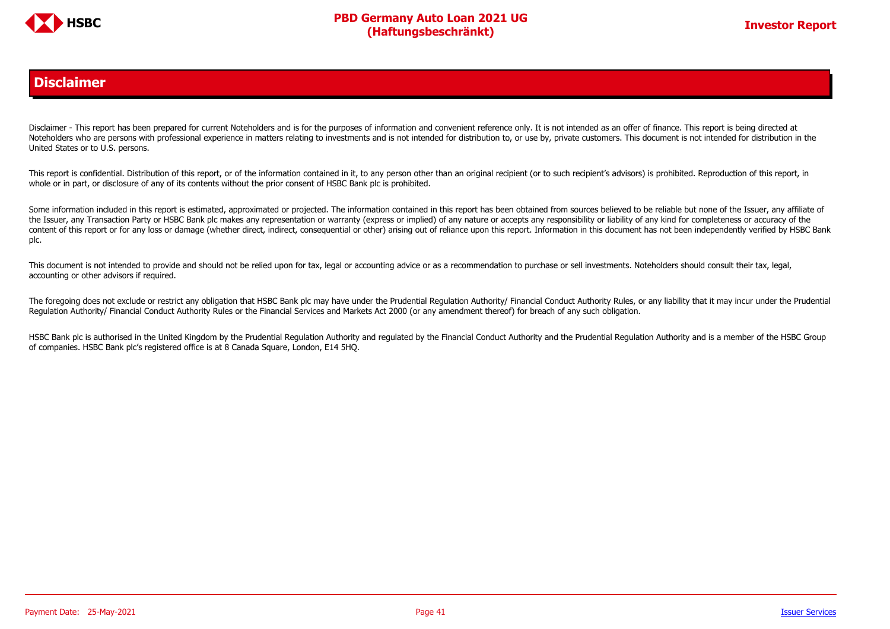## Disclaimer

Disclaimer - This report has been prepared for current Noteholders and is for the purposes of information and convenient reference only. It is not intended as an offer of finance. This report is being directed at Noteholders who are persons with professional experience in matters relating to investments and is not intended for distribution to, or use by, private customers. This document is not intended for distribution in the United States or to U.S. persons.

This report is confidential. Distribution of this report, or of the information contained in it, to any person other than an original recipient (or to such recipient's advisors) is prohibited. Reproduction of this report, in whole or in part, or disclosure of any of its contents without the prior consent of HSBC Bank plc is prohibited.

Some information included in this report is estimated, approximated or projected. The information contained in this report has been obtained from sources believed to be reliable but none of the Issuer, any affiliate of the Issuer, any Transaction Party or HSBC Bank plc makes any representation or warranty (express or implied) of any nature or accepts any responsibility or liability of any kind for completeness or accuracy of the content of this report or for any loss or damage (whether direct, indirect, consequential or other) arising out of reliance upon this report. Information in this document has not been independently verified by HSBC Bank plc.

This document is not intended to provide and should not be relied upon for tax, legal or accounting advice or as a recommendation to purchase or sell investments. Noteholders should consult their tax, legal, accounting or other advisors if required.

The foregoing does not exclude or restrict any obligation that HSBC Bank plc may have under the Prudential Regulation Authority/ Financial Conduct Authority Rules, or any liability that it may incur under the Prudential Regulation Authority/ Financial Conduct Authority Rules or the Financial Services and Markets Act 2000 (or any amendment thereof) for breach of any such obligation.

HSBC Bank plc is authorised in the United Kingdom by the Prudential Regulation Authority and regulated by the Financial Conduct Authority and the Prudential Regulation Authority and is a member of the HSBC Group of companies. HSBC Bank plc's registered office is at 8 Canada Square, London, E14 5HQ.